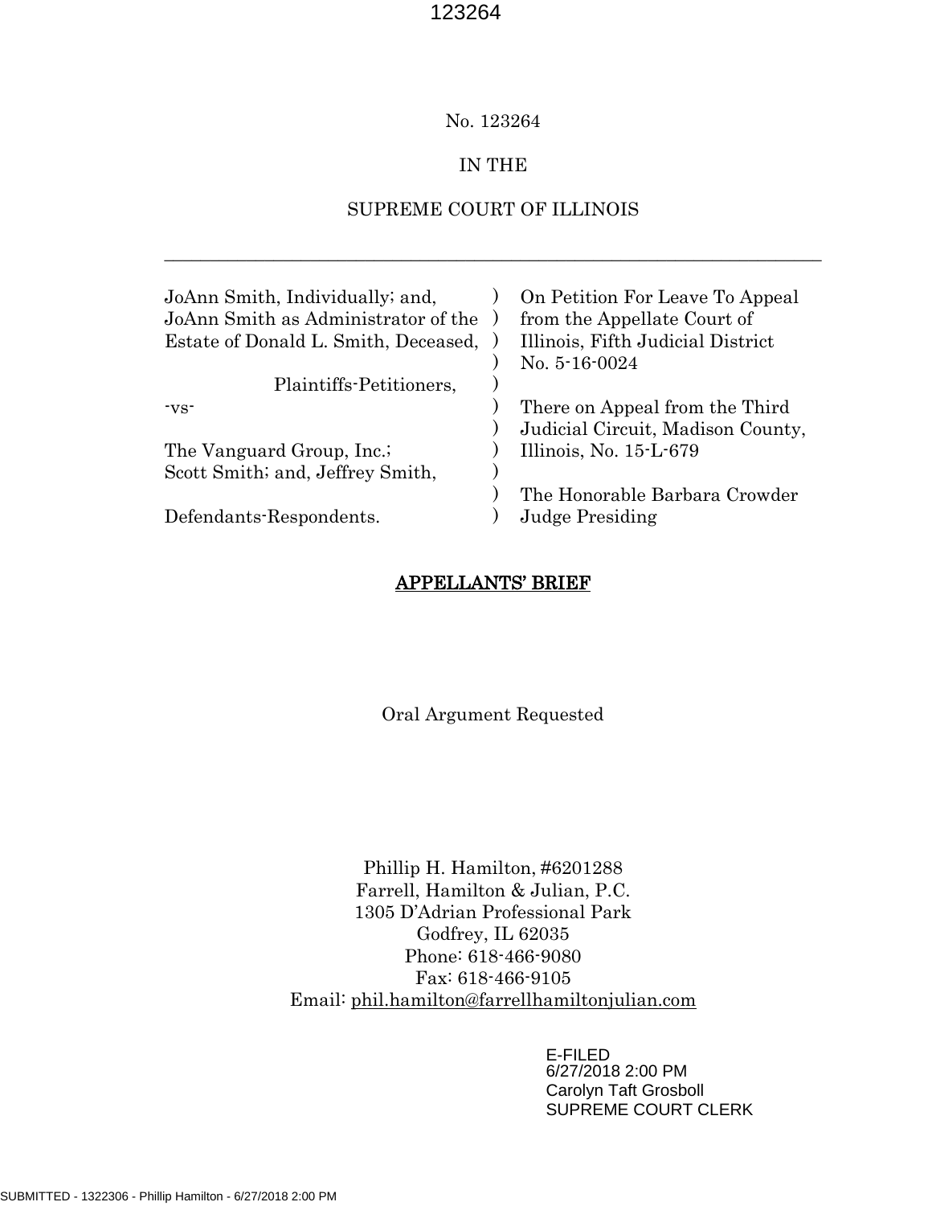No. 123264

IN THE

SUPREME COURT OF ILLINOIS

---

| | | |
|---|---|---|
| JoAnn Smith, Individually; and, JoAnn Smith as Administrator of the Estate of Donald L. Smith, Deceased, | ) | On Petition For Leave To Appeal from the Appellate Court of Illinois, Fifth Judicial District No. 5-16-0024 |
| Plaintiffs-Petitioners, | ) | |
| -vs- | ) | There on Appeal from the Third Judicial Circuit, Madison County, Illinois, No. 15-L-679 |
| The Vanguard Group, Inc.; Scott Smith; and, Jeffrey Smith, | ) | |
| Defendants-Respondents. | ) | The Honorable Barbara Crowder Judge Presiding |

**APPELLANTS' BRIEF**

Oral Argument Requested

Phillip H. Hamilton, #6201288
Farrell, Hamilton & Julian, P.C.
1305 D'Adrian Professional Park
Godfrey, IL 62035
Phone: 618-466-9080
Fax: 618-466-9105
Email: phil.hamilton@farrellhamiltonjulian.com

E-FILED
6/27/2018 2:00 PM
Carolyn Taft Grosboll
SUPREME COURT CLERK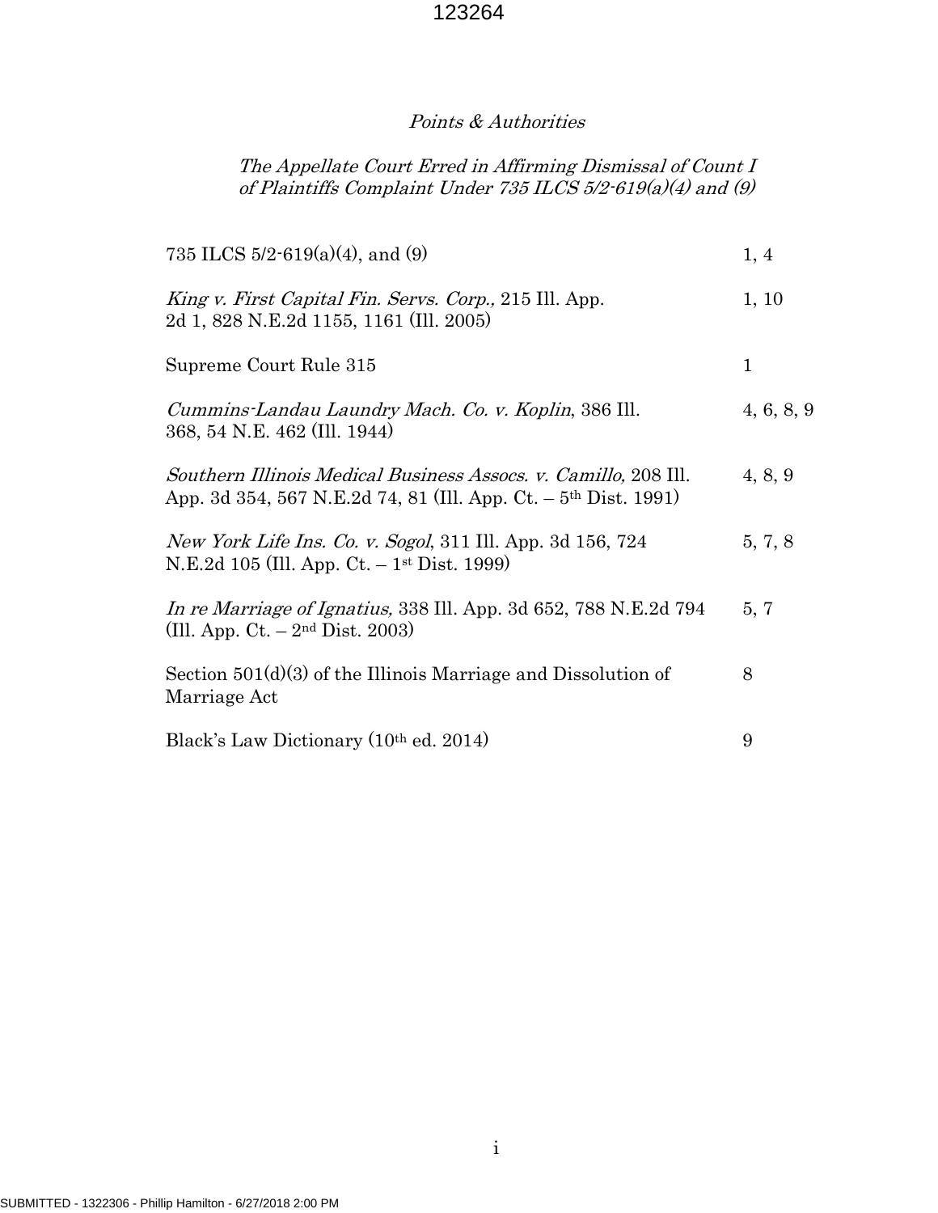*Points & Authorities*

*The Appellate Court Erred in Affirming Dismissal of Count I of Plaintiffs Complaint Under 735 ILCS 5/2-619(a)(4) and (9)*

| | |
|---|---|
| 735 ILCS 5/2-619(a)(4), and (9) | 1, 4 |
| *King v. First Capital Fin. Servs. Corp.,* 215 Ill. App. 2d 1, 828 N.E.2d 1155, 1161 (Ill. 2005) | 1, 10 |
| Supreme Court Rule 315 | 1 |
| *Cummins-Landau Laundry Mach. Co. v. Koplin*, 386 Ill. 368, 54 N.E. 462 (Ill. 1944) | 4, 6, 8, 9 |
| *Southern Illinois Medical Business Assocs. v. Camillo,* 208 Ill. App. 3d 354, 567 N.E.2d 74, 81 (Ill. App. Ct. – 5th Dist. 1991) | 4, 8, 9 |
| *New York Life Ins. Co. v. Sogol*, 311 Ill. App. 3d 156, 724 N.E.2d 105 (Ill. App. Ct. – 1st Dist. 1999) | 5, 7, 8 |
| *In re Marriage of Ignatius,* 338 Ill. App. 3d 652, 788 N.E.2d 794 (Ill. App. Ct. – 2nd Dist. 2003) | 5, 7 |
| Section 501(d)(3) of the Illinois Marriage and Dissolution of Marriage Act | 8 |
| Black's Law Dictionary (10th ed. 2014) | 9 |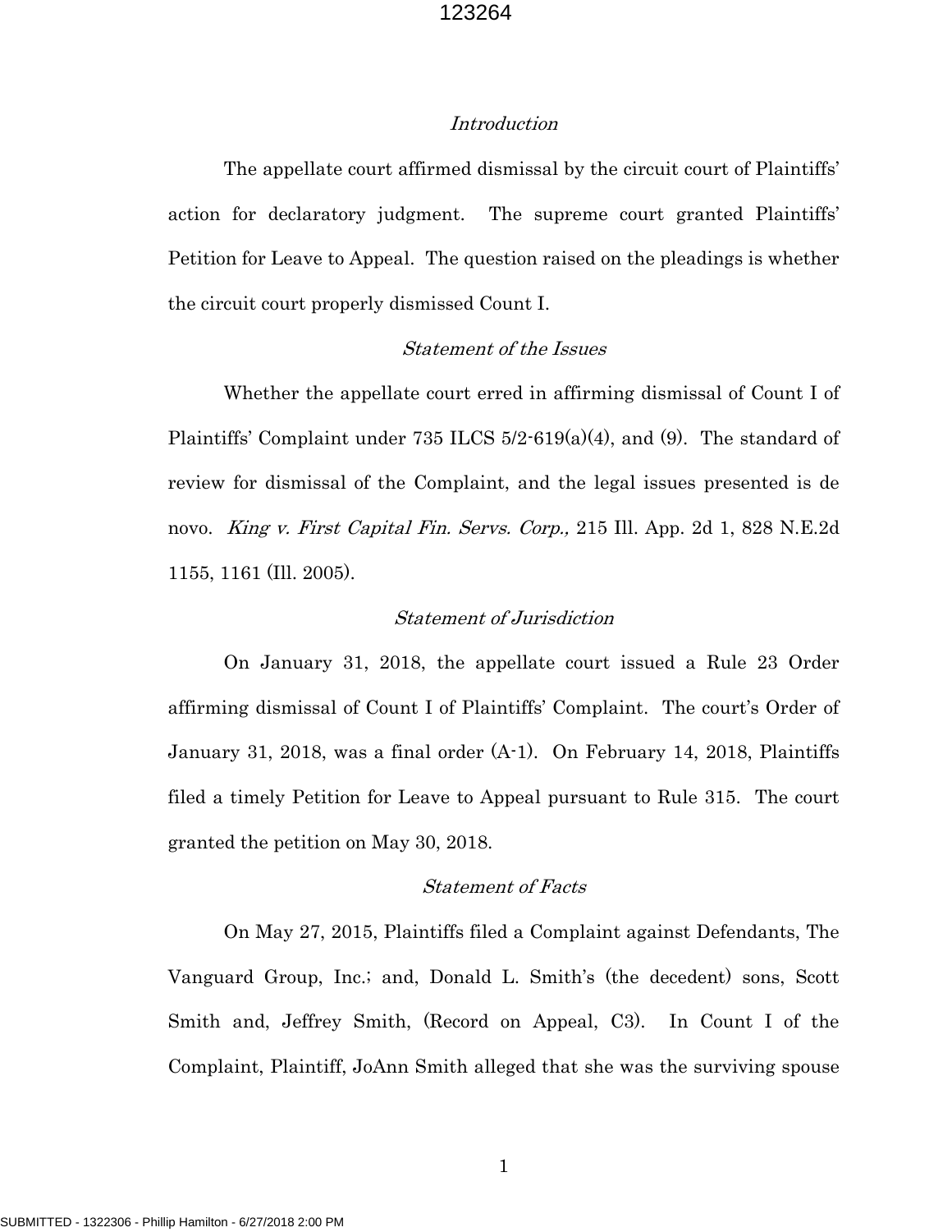## *Introduction*

The appellate court affirmed dismissal by the circuit court of Plaintiffs' action for declaratory judgment. The supreme court granted Plaintiffs' Petition for Leave to Appeal. The question raised on the pleadings is whether the circuit court properly dismissed Count I.

## *Statement of the Issues*

Whether the appellate court erred in affirming dismissal of Count I of Plaintiffs' Complaint under 735 ILCS 5/2-619(a)(4), and (9). The standard of review for dismissal of the Complaint, and the legal issues presented is de novo. *King v. First Capital Fin. Servs. Corp.,* 215 Ill. App. 2d 1, 828 N.E.2d 1155, 1161 (Ill. 2005).

## *Statement of Jurisdiction*

On January 31, 2018, the appellate court issued a Rule 23 Order affirming dismissal of Count I of Plaintiffs' Complaint. The court's Order of January 31, 2018, was a final order (A-1). On February 14, 2018, Plaintiffs filed a timely Petition for Leave to Appeal pursuant to Rule 315. The court granted the petition on May 30, 2018.

## *Statement of Facts*

On May 27, 2015, Plaintiffs filed a Complaint against Defendants, The Vanguard Group, Inc.; and, Donald L. Smith's (the decedent) sons, Scott Smith and, Jeffrey Smith, (Record on Appeal, C3). In Count I of the Complaint, Plaintiff, JoAnn Smith alleged that she was the surviving spouse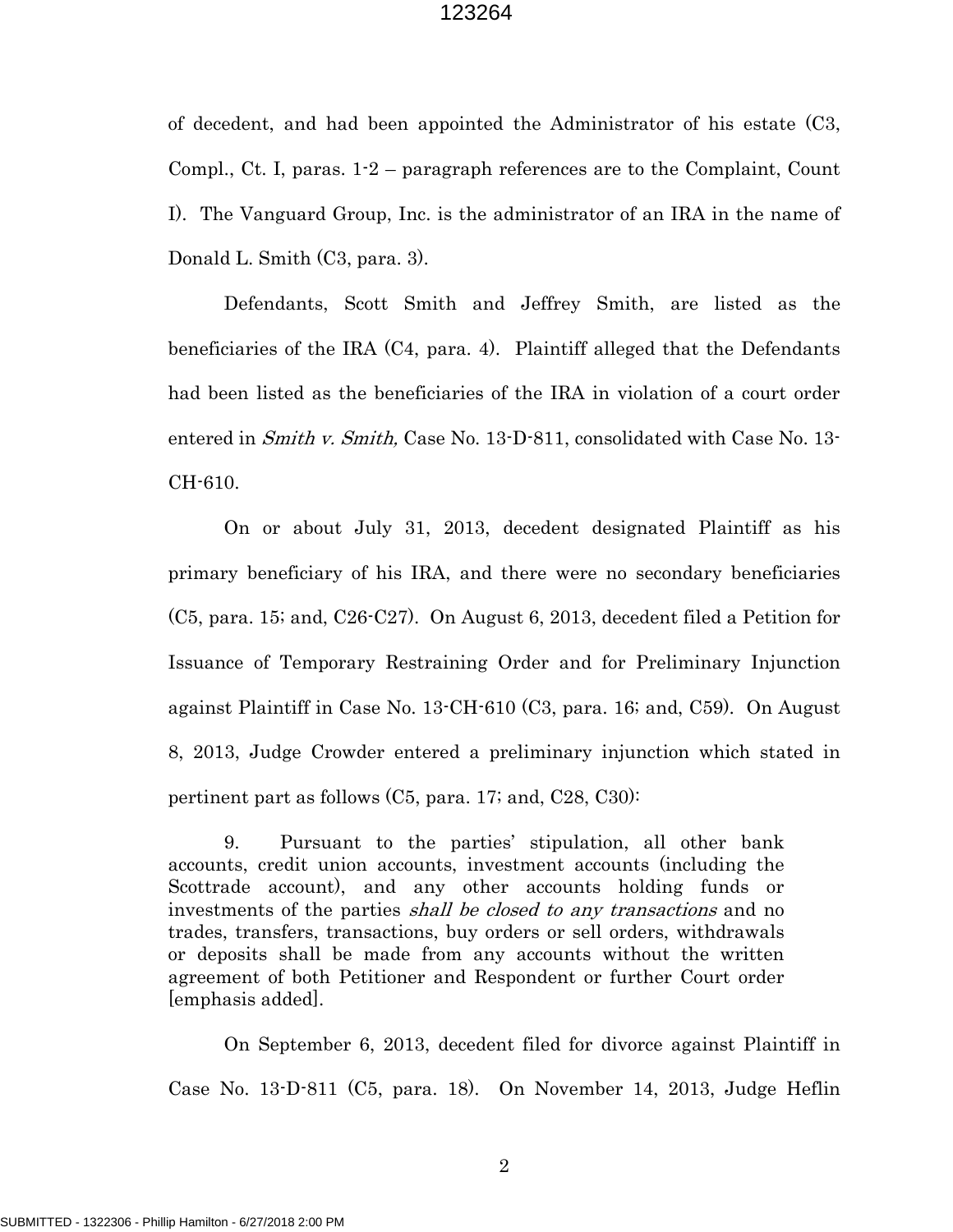of decedent, and had been appointed the Administrator of his estate (C3, Compl., Ct. I, paras. 1-2 – paragraph references are to the Complaint, Count I). The Vanguard Group, Inc. is the administrator of an IRA in the name of Donald L. Smith (C3, para. 3).

Defendants, Scott Smith and Jeffrey Smith, are listed as the beneficiaries of the IRA (C4, para. 4). Plaintiff alleged that the Defendants had been listed as the beneficiaries of the IRA in violation of a court order entered in *Smith v. Smith,* Case No. 13-D-811, consolidated with Case No. 13-CH-610.

On or about July 31, 2013, decedent designated Plaintiff as his primary beneficiary of his IRA, and there were no secondary beneficiaries (C5, para. 15; and, C26-C27). On August 6, 2013, decedent filed a Petition for Issuance of Temporary Restraining Order and for Preliminary Injunction against Plaintiff in Case No. 13-CH-610 (C3, para. 16; and, C59). On August 8, 2013, Judge Crowder entered a preliminary injunction which stated in pertinent part as follows (C5, para. 17; and, C28, C30):

> 9. Pursuant to the parties' stipulation, all other bank accounts, credit union accounts, investment accounts (including the Scottrade account), and any other accounts holding funds or investments of the parties *shall be closed to any transactions* and no trades, transfers, transactions, buy orders or sell orders, withdrawals or deposits shall be made from any accounts without the written agreement of both Petitioner and Respondent or further Court order [emphasis added].

On September 6, 2013, decedent filed for divorce against Plaintiff in Case No. 13-D-811 (C5, para. 18). On November 14, 2013, Judge Heflin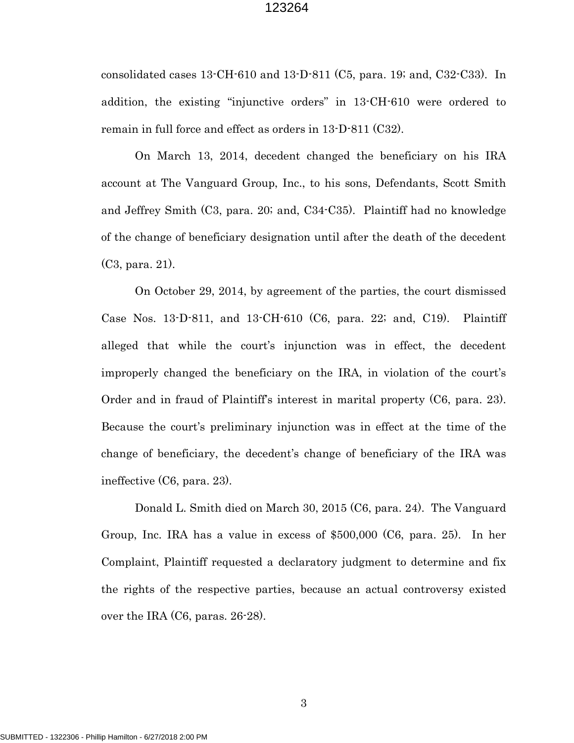consolidated cases 13-CH-610 and 13-D-811 (C5, para. 19; and, C32-C33). In addition, the existing "injunctive orders" in 13-CH-610 were ordered to remain in full force and effect as orders in 13-D-811 (C32).

On March 13, 2014, decedent changed the beneficiary on his IRA account at The Vanguard Group, Inc., to his sons, Defendants, Scott Smith and Jeffrey Smith (C3, para. 20; and, C34-C35). Plaintiff had no knowledge of the change of beneficiary designation until after the death of the decedent (C3, para. 21).

On October 29, 2014, by agreement of the parties, the court dismissed Case Nos. 13-D-811, and 13-CH-610 (C6, para. 22; and, C19). Plaintiff alleged that while the court's injunction was in effect, the decedent improperly changed the beneficiary on the IRA, in violation of the court's Order and in fraud of Plaintiff's interest in marital property (C6, para. 23). Because the court's preliminary injunction was in effect at the time of the change of beneficiary, the decedent's change of beneficiary of the IRA was ineffective (C6, para. 23).

Donald L. Smith died on March 30, 2015 (C6, para. 24). The Vanguard Group, Inc. IRA has a value in excess of $500,000 (C6, para. 25). In her Complaint, Plaintiff requested a declaratory judgment to determine and fix the rights of the respective parties, because an actual controversy existed over the IRA (C6, paras. 26-28).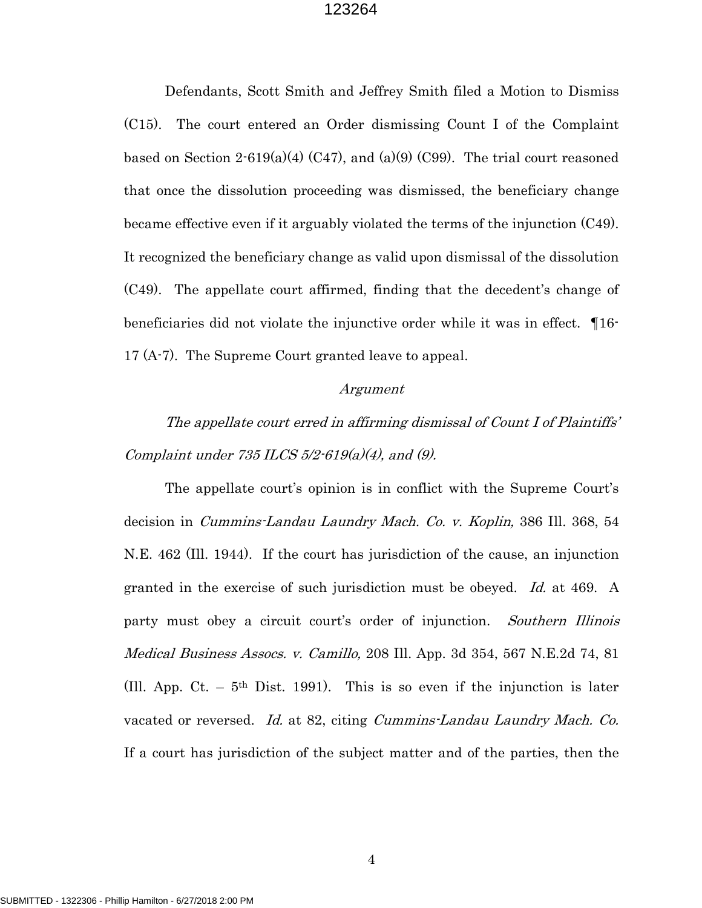Defendants, Scott Smith and Jeffrey Smith filed a Motion to Dismiss (C15). The court entered an Order dismissing Count I of the Complaint based on Section 2-619(a)(4) (C47), and (a)(9) (C99). The trial court reasoned that once the dissolution proceeding was dismissed, the beneficiary change became effective even if it arguably violated the terms of the injunction (C49). It recognized the beneficiary change as valid upon dismissal of the dissolution (C49). The appellate court affirmed, finding that the decedent's change of beneficiaries did not violate the injunctive order while it was in effect. ¶16-17 (A-7). The Supreme Court granted leave to appeal.

## *Argument*

*The appellate court erred in affirming dismissal of Count I of Plaintiffs' Complaint under 735 ILCS 5/2-619(a)(4), and (9).*

The appellate court's opinion is in conflict with the Supreme Court's decision in *Cummins-Landau Laundry Mach. Co. v. Koplin,* 386 Ill. 368, 54 N.E. 462 (Ill. 1944). If the court has jurisdiction of the cause, an injunction granted in the exercise of such jurisdiction must be obeyed. *Id.* at 469. A party must obey a circuit court's order of injunction. *Southern Illinois Medical Business Assocs. v. Camillo,* 208 Ill. App. 3d 354, 567 N.E.2d 74, 81 (Ill. App. Ct. – 5th Dist. 1991). This is so even if the injunction is later vacated or reversed. *Id.* at 82, citing *Cummins-Landau Laundry Mach. Co.* If a court has jurisdiction of the subject matter and of the parties, then the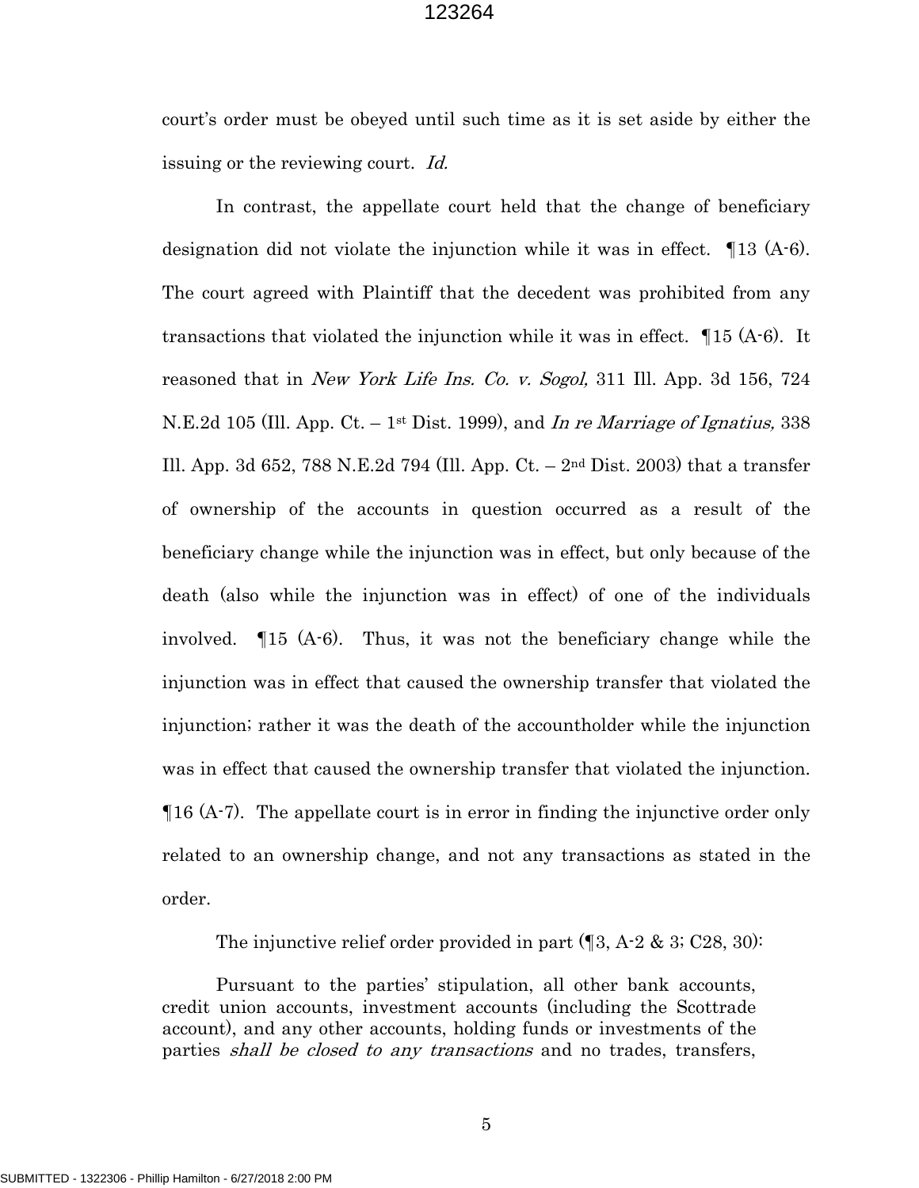court's order must be obeyed until such time as it is set aside by either the issuing or the reviewing court. *Id.*

In contrast, the appellate court held that the change of beneficiary designation did not violate the injunction while it was in effect. ¶13 (A-6). The court agreed with Plaintiff that the decedent was prohibited from any transactions that violated the injunction while it was in effect. ¶15 (A-6). It reasoned that in *New York Life Ins. Co. v. Sogol,* 311 Ill. App. 3d 156, 724 N.E.2d 105 (Ill. App. Ct. – 1st Dist. 1999), and *In re Marriage of Ignatius,* 338 Ill. App. 3d 652, 788 N.E.2d 794 (Ill. App. Ct. – 2nd Dist. 2003) that a transfer of ownership of the accounts in question occurred as a result of the beneficiary change while the injunction was in effect, but only because of the death (also while the injunction was in effect) of one of the individuals involved. ¶15 (A-6). Thus, it was not the beneficiary change while the injunction was in effect that caused the ownership transfer that violated the injunction; rather it was the death of the accountholder while the injunction was in effect that caused the ownership transfer that violated the injunction. ¶16 (A-7). The appellate court is in error in finding the injunctive order only related to an ownership change, and not any transactions as stated in the order.

The injunctive relief order provided in part (¶3, A-2 & 3; C28, 30):

> Pursuant to the parties' stipulation, all other bank accounts, credit union accounts, investment accounts (including the Scottrade account), and any other accounts, holding funds or investments of the parties *shall be closed to any transactions* and no trades, transfers,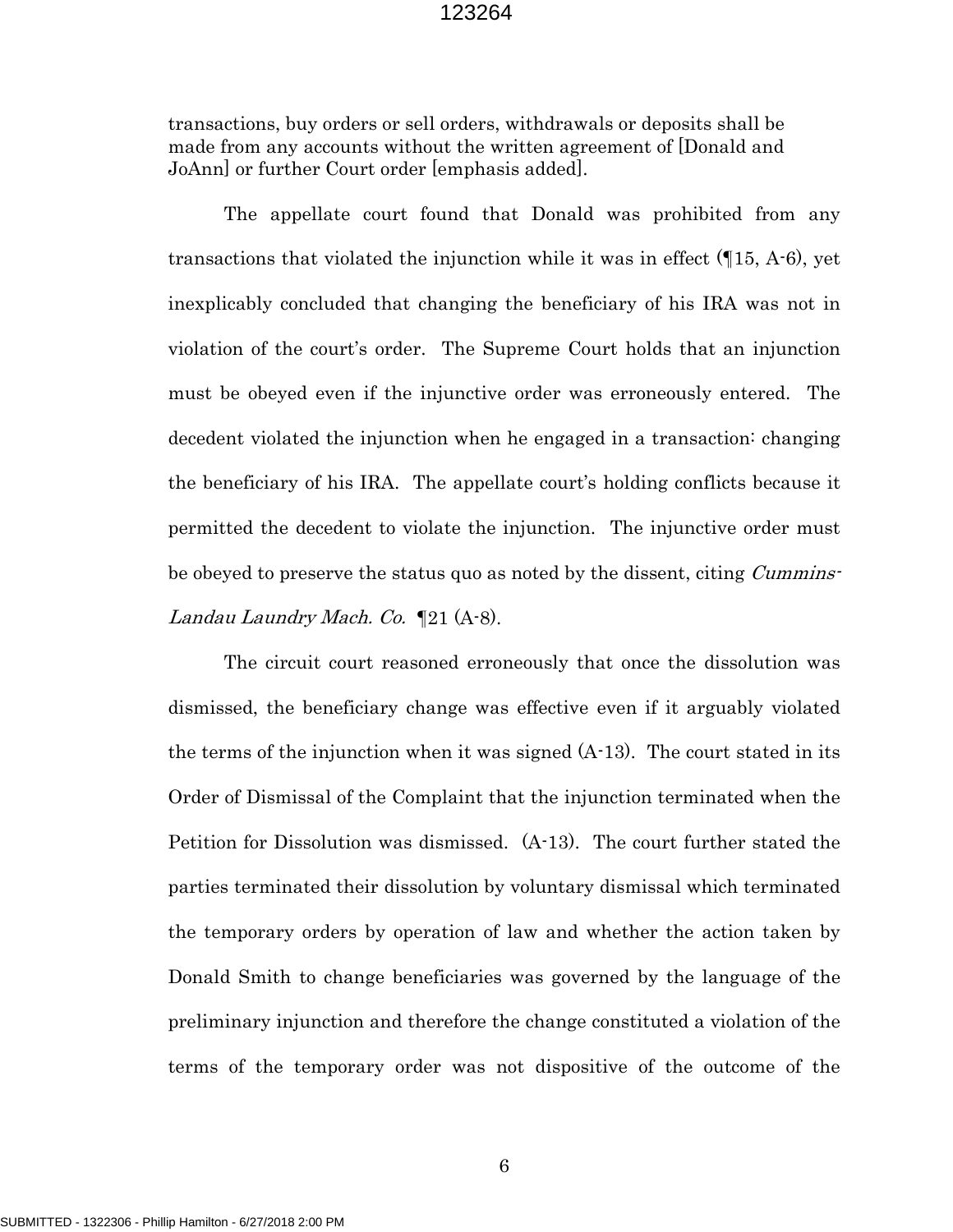transactions, buy orders or sell orders, withdrawals or deposits shall be made from any accounts without the written agreement of [Donald and JoAnn] or further Court order [emphasis added].

The appellate court found that Donald was prohibited from any transactions that violated the injunction while it was in effect (¶15, A-6), yet inexplicably concluded that changing the beneficiary of his IRA was not in violation of the court's order. The Supreme Court holds that an injunction must be obeyed even if the injunctive order was erroneously entered. The decedent violated the injunction when he engaged in a transaction: changing the beneficiary of his IRA. The appellate court's holding conflicts because it permitted the decedent to violate the injunction. The injunctive order must be obeyed to preserve the status quo as noted by the dissent, citing *Cummins-Landau Laundry Mach. Co.* ¶21 (A-8).

The circuit court reasoned erroneously that once the dissolution was dismissed, the beneficiary change was effective even if it arguably violated the terms of the injunction when it was signed (A-13). The court stated in its Order of Dismissal of the Complaint that the injunction terminated when the Petition for Dissolution was dismissed. (A-13). The court further stated the parties terminated their dissolution by voluntary dismissal which terminated the temporary orders by operation of law and whether the action taken by Donald Smith to change beneficiaries was governed by the language of the preliminary injunction and therefore the change constituted a violation of the terms of the temporary order was not dispositive of the outcome of the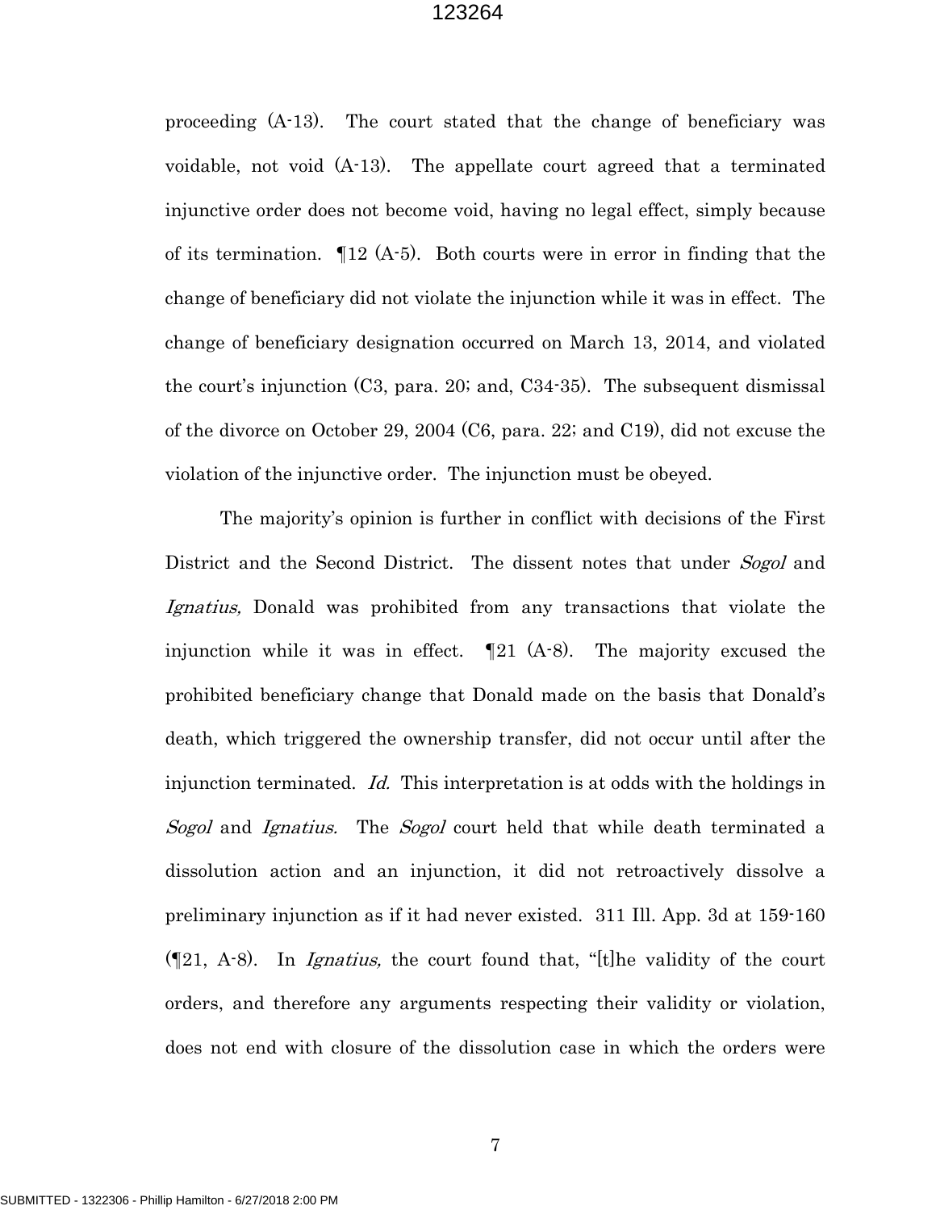proceeding (A-13). The court stated that the change of beneficiary was voidable, not void (A-13). The appellate court agreed that a terminated injunctive order does not become void, having no legal effect, simply because of its termination. ¶12 (A-5). Both courts were in error in finding that the change of beneficiary did not violate the injunction while it was in effect. The change of beneficiary designation occurred on March 13, 2014, and violated the court's injunction (C3, para. 20; and, C34-35). The subsequent dismissal of the divorce on October 29, 2004 (C6, para. 22; and C19), did not excuse the violation of the injunctive order. The injunction must be obeyed.

The majority's opinion is further in conflict with decisions of the First District and the Second District. The dissent notes that under *Sogol* and *Ignatius,* Donald was prohibited from any transactions that violate the injunction while it was in effect. ¶21 (A-8). The majority excused the prohibited beneficiary change that Donald made on the basis that Donald's death, which triggered the ownership transfer, did not occur until after the injunction terminated. *Id.* This interpretation is at odds with the holdings in *Sogol* and *Ignatius.* The *Sogol* court held that while death terminated a dissolution action and an injunction, it did not retroactively dissolve a preliminary injunction as if it had never existed. 311 Ill. App. 3d at 159-160 (¶21, A-8). In *Ignatius,* the court found that, "[t]he validity of the court orders, and therefore any arguments respecting their validity or violation, does not end with closure of the dissolution case in which the orders were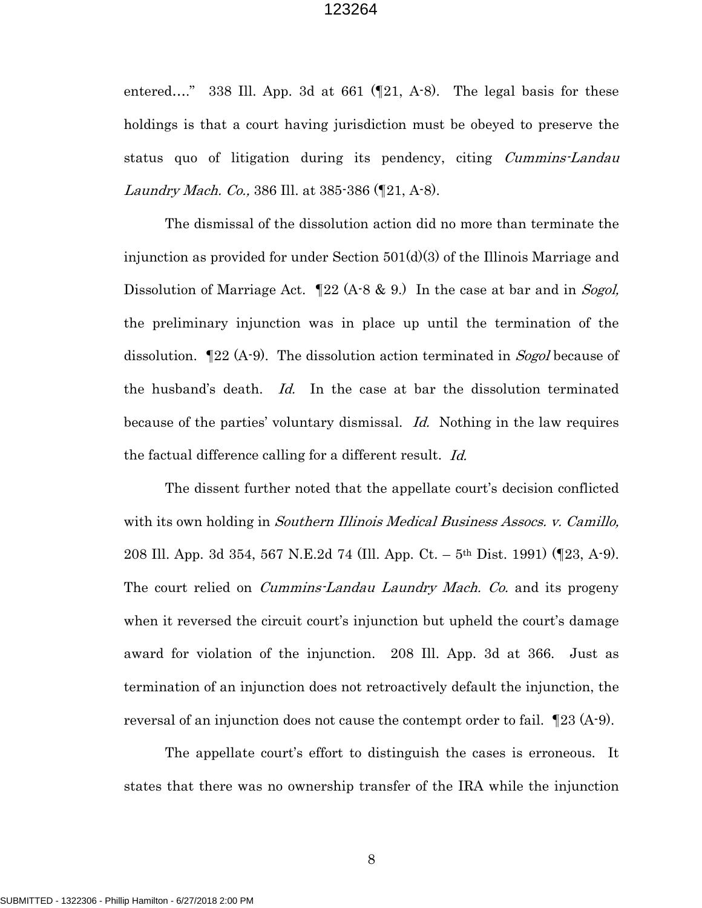entered…." 338 Ill. App. 3d at 661 (¶21, A-8). The legal basis for these holdings is that a court having jurisdiction must be obeyed to preserve the status quo of litigation during its pendency, citing *Cummins-Landau Laundry Mach. Co.,* 386 Ill. at 385-386 (¶21, A-8).

The dismissal of the dissolution action did no more than terminate the injunction as provided for under Section 501(d)(3) of the Illinois Marriage and Dissolution of Marriage Act. ¶22 (A-8 & 9.) In the case at bar and in *Sogol,* the preliminary injunction was in place up until the termination of the dissolution. ¶22 (A-9). The dissolution action terminated in *Sogol* because of the husband's death. *Id.* In the case at bar the dissolution terminated because of the parties' voluntary dismissal. *Id.* Nothing in the law requires the factual difference calling for a different result. *Id.*

The dissent further noted that the appellate court's decision conflicted with its own holding in *Southern Illinois Medical Business Assocs. v. Camillo,* 208 Ill. App. 3d 354, 567 N.E.2d 74 (Ill. App. Ct. – 5th Dist. 1991) (¶23, A-9). The court relied on *Cummins-Landau Laundry Mach. Co.* and its progeny when it reversed the circuit court's injunction but upheld the court's damage award for violation of the injunction. 208 Ill. App. 3d at 366. Just as termination of an injunction does not retroactively default the injunction, the reversal of an injunction does not cause the contempt order to fail. ¶23 (A-9).

The appellate court's effort to distinguish the cases is erroneous. It states that there was no ownership transfer of the IRA while the injunction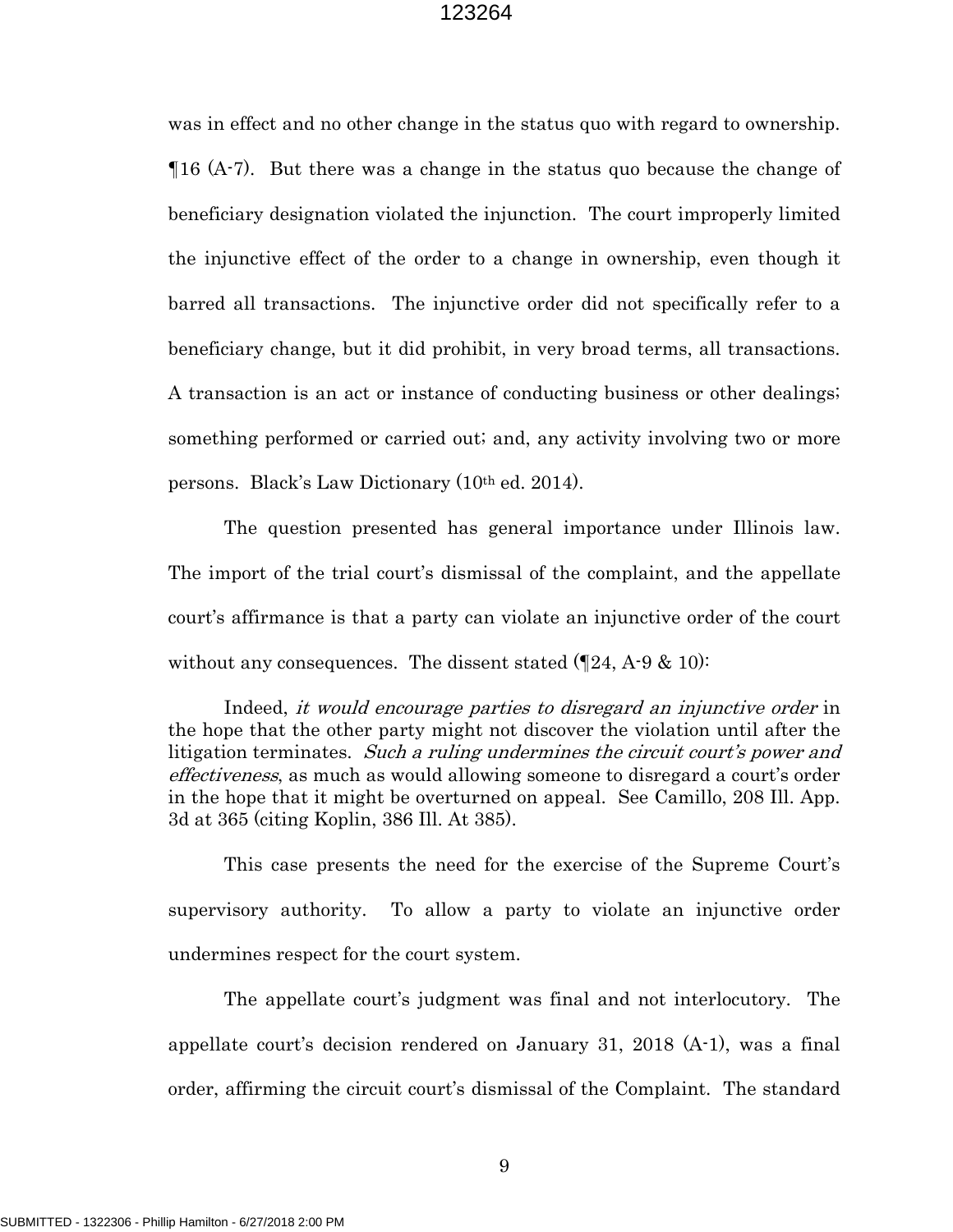was in effect and no other change in the status quo with regard to ownership. ¶16 (A-7). But there was a change in the status quo because the change of beneficiary designation violated the injunction. The court improperly limited the injunctive effect of the order to a change in ownership, even though it barred all transactions. The injunctive order did not specifically refer to a beneficiary change, but it did prohibit, in very broad terms, all transactions. A transaction is an act or instance of conducting business or other dealings; something performed or carried out; and, any activity involving two or more persons. Black's Law Dictionary (10th ed. 2014).

The question presented has general importance under Illinois law. The import of the trial court's dismissal of the complaint, and the appellate court's affirmance is that a party can violate an injunctive order of the court without any consequences. The dissent stated (¶24, A-9 & 10):

> Indeed, *it would encourage parties to disregard an injunctive order* in the hope that the other party might not discover the violation until after the litigation terminates. *Such a ruling undermines the circuit court's power and effectiveness*, as much as would allowing someone to disregard a court's order in the hope that it might be overturned on appeal. See Camillo, 208 Ill. App. 3d at 365 (citing Koplin, 386 Ill. At 385).

This case presents the need for the exercise of the Supreme Court's supervisory authority. To allow a party to violate an injunctive order undermines respect for the court system.

The appellate court's judgment was final and not interlocutory. The appellate court's decision rendered on January 31, 2018 (A-1), was a final order, affirming the circuit court's dismissal of the Complaint. The standard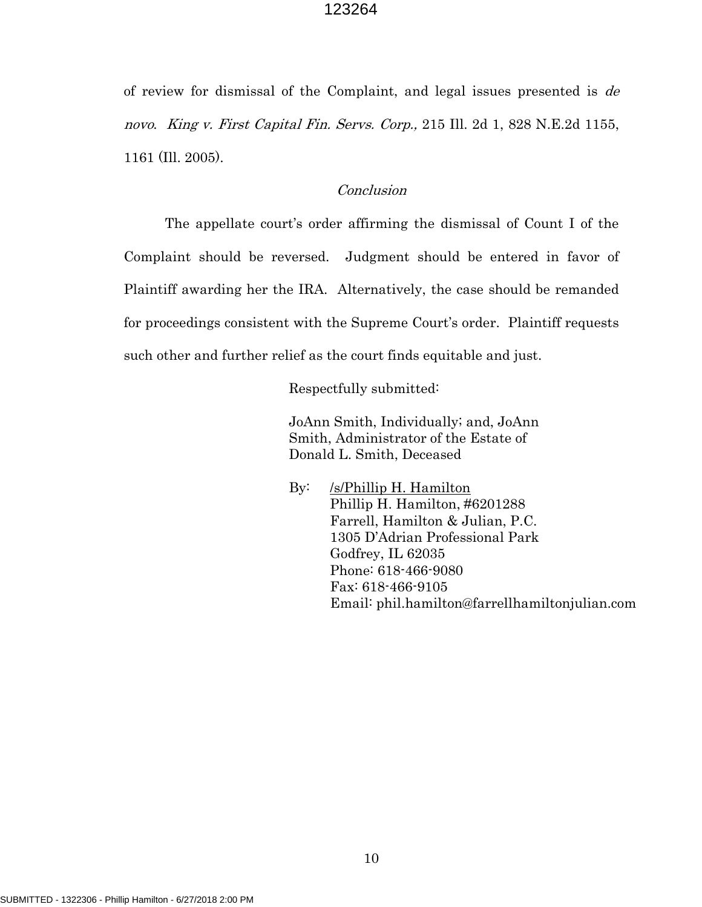of review for dismissal of the Complaint, and legal issues presented is *de novo*. *King v. First Capital Fin. Servs. Corp.,* 215 Ill. 2d 1, 828 N.E.2d 1155, 1161 (Ill. 2005).

### *Conclusion*

The appellate court's order affirming the dismissal of Count I of the Complaint should be reversed. Judgment should be entered in favor of Plaintiff awarding her the IRA. Alternatively, the case should be remanded for proceedings consistent with the Supreme Court's order. Plaintiff requests such other and further relief as the court finds equitable and just.

Respectfully submitted:

JoAnn Smith, Individually; and, JoAnn Smith, Administrator of the Estate of Donald L. Smith, Deceased

By: /s/Phillip H. Hamilton
Phillip H. Hamilton, #6201288
Farrell, Hamilton & Julian, P.C.
1305 D'Adrian Professional Park
Godfrey, IL 62035
Phone: 618-466-9080
Fax: 618-466-9105
Email: phil.hamilton@farrellhamiltonjulian.com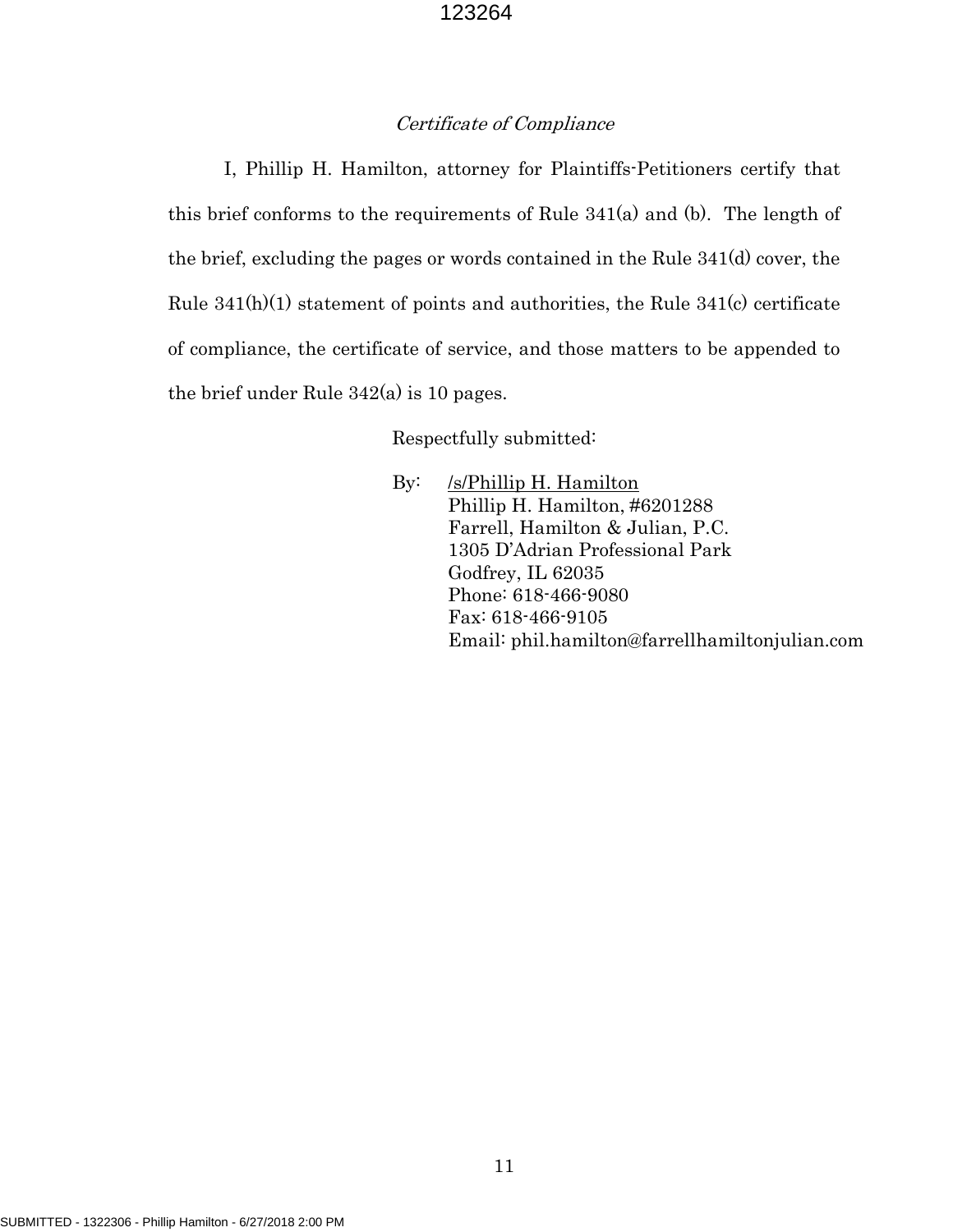*Certificate of Compliance*

I, Phillip H. Hamilton, attorney for Plaintiffs-Petitioners certify that this brief conforms to the requirements of Rule 341(a) and (b). The length of the brief, excluding the pages or words contained in the Rule 341(d) cover, the Rule 341(h)(1) statement of points and authorities, the Rule 341(c) certificate of compliance, the certificate of service, and those matters to be appended to the brief under Rule 342(a) is 10 pages.

Respectfully submitted:

By: /s/Phillip H. Hamilton
Phillip H. Hamilton, #6201288
Farrell, Hamilton & Julian, P.C.
1305 D'Adrian Professional Park
Godfrey, IL 62035
Phone: 618-466-9080
Fax: 618-466-9105
Email: phil.hamilton@farrellhamiltonjulian.com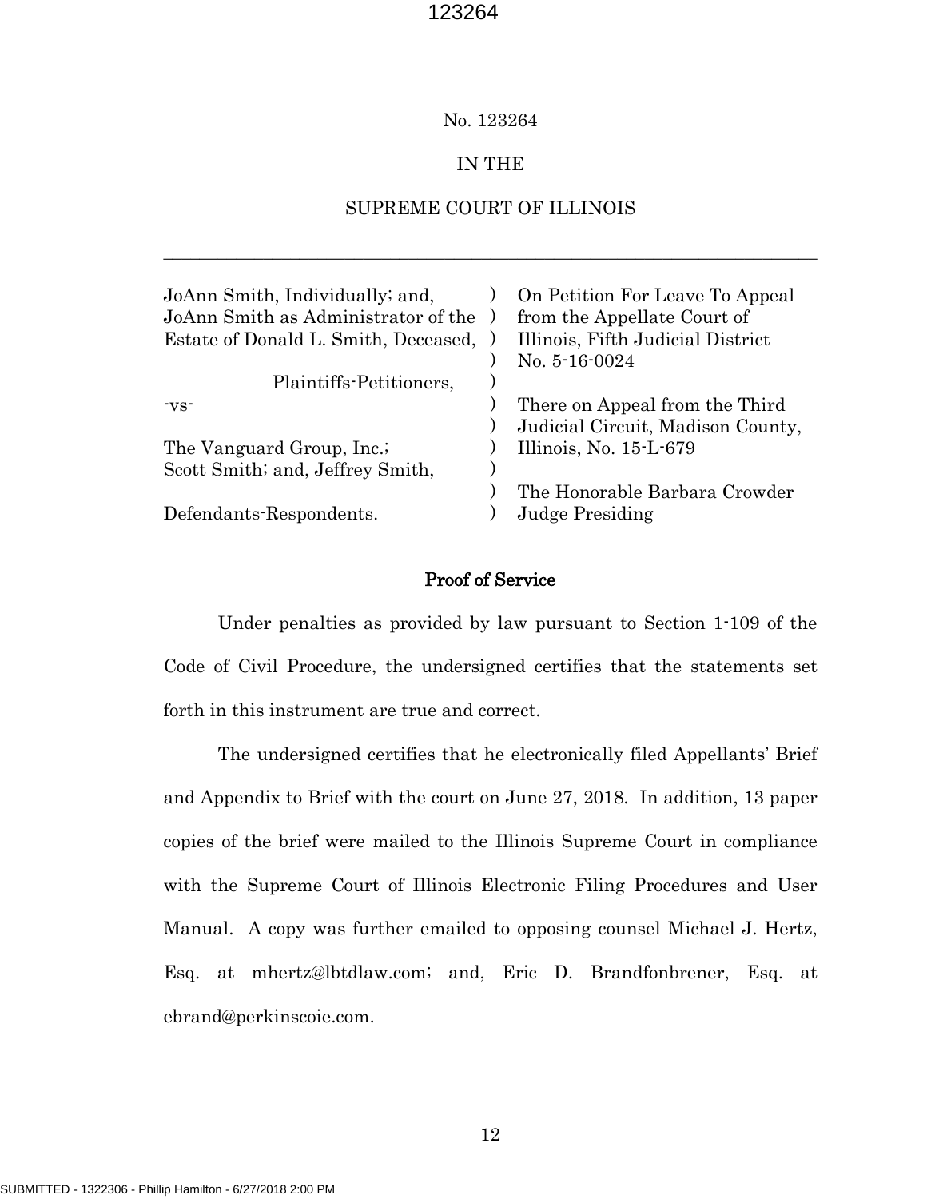No. 123264

IN THE

SUPREME COURT OF ILLINOIS

---

| | | |
|---|---|---|
| JoAnn Smith, Individually; and, | ) | On Petition For Leave To Appeal |
| JoAnn Smith as Administrator of the | ) | from the Appellate Court of |
| Estate of Donald L. Smith, Deceased, | ) | Illinois, Fifth Judicial District |
| | ) | No. 5-16-0024 |
| Plaintiffs-Petitioners, | ) | |
| -vs- | ) | There on Appeal from the Third |
| | ) | Judicial Circuit, Madison County, |
| The Vanguard Group, Inc.; | ) | Illinois, No. 15-L-679 |
| Scott Smith; and, Jeffrey Smith, | ) | |
| | ) | The Honorable Barbara Crowder |
| Defendants-Respondents. | ) | Judge Presiding |

## Proof of Service

Under penalties as provided by law pursuant to Section 1-109 of the Code of Civil Procedure, the undersigned certifies that the statements set forth in this instrument are true and correct.

The undersigned certifies that he electronically filed Appellants' Brief and Appendix to Brief with the court on June 27, 2018. In addition, 13 paper copies of the brief were mailed to the Illinois Supreme Court in compliance with the Supreme Court of Illinois Electronic Filing Procedures and User Manual. A copy was further emailed to opposing counsel Michael J. Hertz, Esq. at mhertz@lbtdlaw.com; and, Eric D. Brandfonbrener, Esq. at ebrand@perkinscoie.com.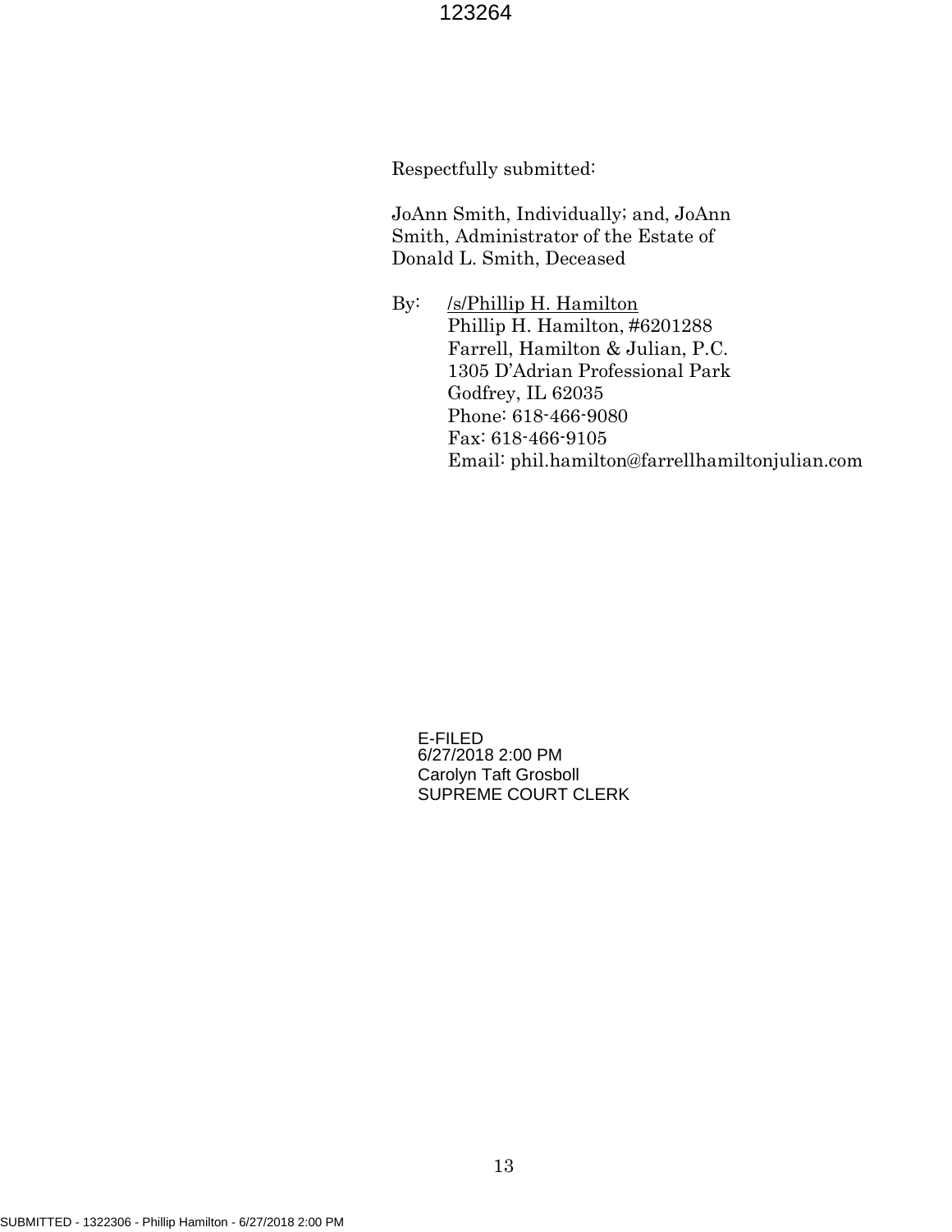Respectfully submitted:

JoAnn Smith, Individually; and, JoAnn Smith, Administrator of the Estate of Donald L. Smith, Deceased

By: /s/Phillip H. Hamilton
Phillip H. Hamilton, #6201288
Farrell, Hamilton & Julian, P.C.
1305 D'Adrian Professional Park
Godfrey, IL 62035
Phone: 618-466-9080
Fax: 618-466-9105
Email: phil.hamilton@farrellhamiltonjulian.com

E-FILED
6/27/2018 2:00 PM
Carolyn Taft Grosboll
SUPREME COURT CLERK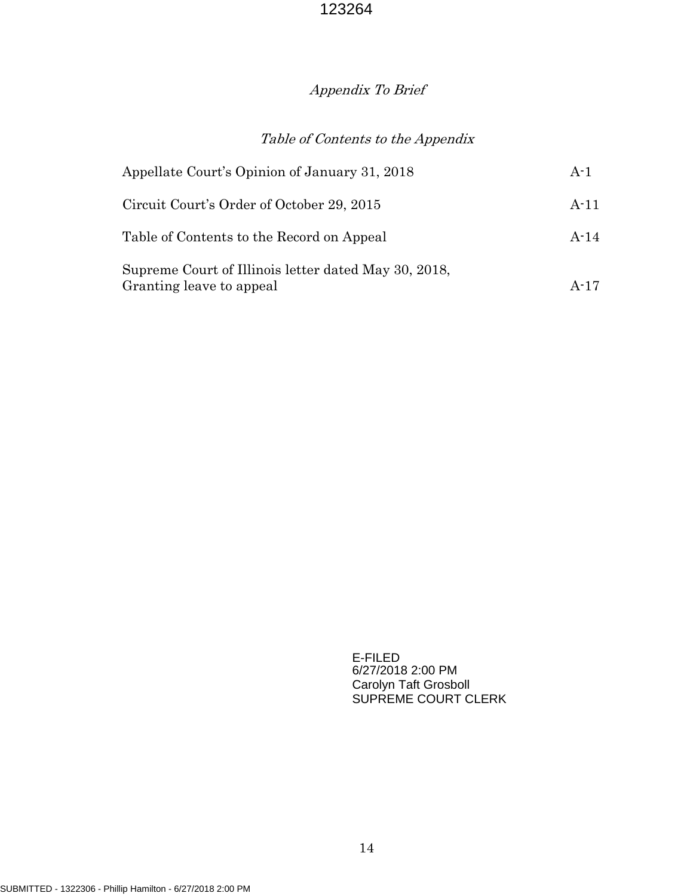*Appendix To Brief*

*Table of Contents to the Appendix*

| | |
|---|---|
| Appellate Court's Opinion of January 31, 2018 | A-1 |
| Circuit Court's Order of October 29, 2015 | A-11 |
| Table of Contents to the Record on Appeal | A-14 |
| Supreme Court of Illinois letter dated May 30, 2018, Granting leave to appeal | A-17 |

E-FILED
6/27/2018 2:00 PM
Carolyn Taft Grosboll
SUPREME COURT CLERK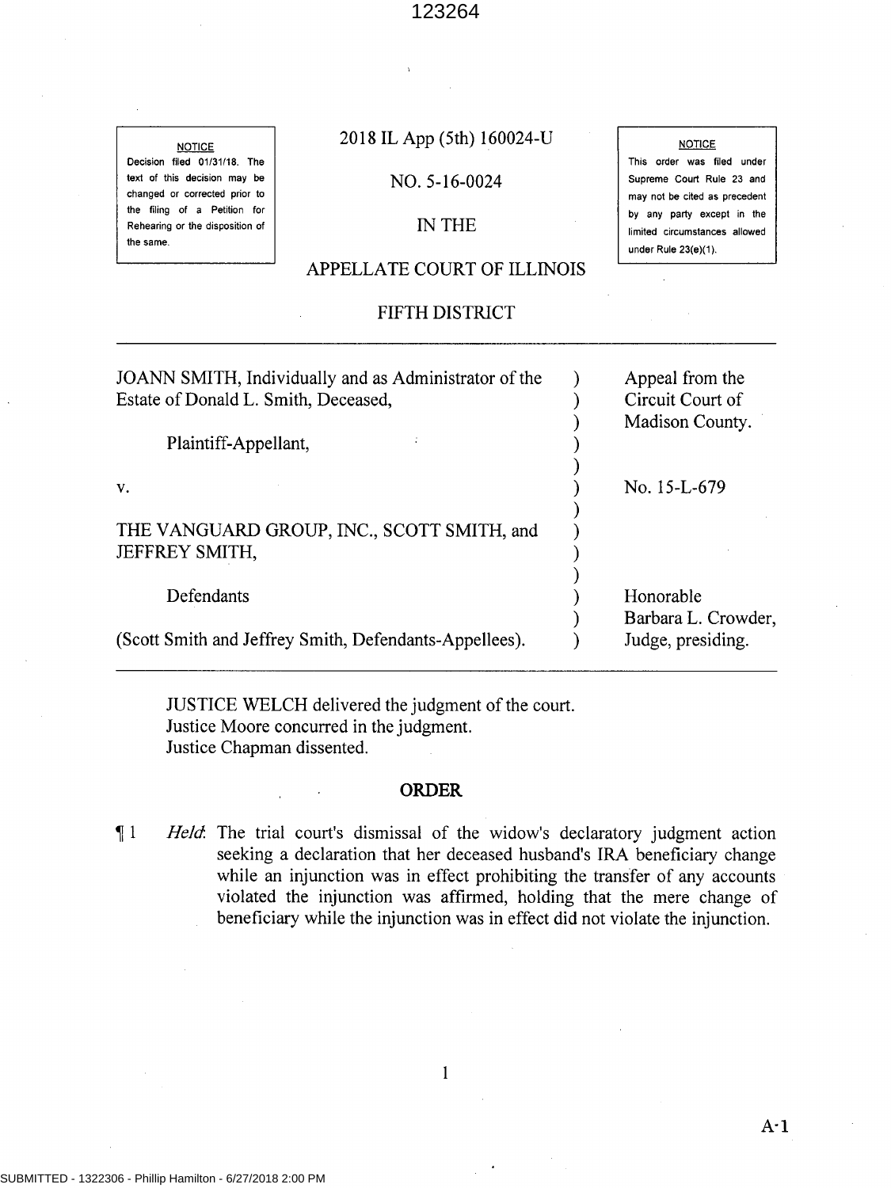NOTICE

Decision filed 01/31/18. The text of this decision may be changed or corrected prior to the filing of a Petition for Rehearing or the disposition of the same.

2018 IL App (5th) 160024-U

NO. 5-16-0024

IN THE

APPELLATE COURT OF ILLINOIS

FIFTH DISTRICT

NOTICE

This order was filed under Supreme Court Rule 23 and may not be cited as precedent by any party except in the limited circumstances allowed under Rule 23(e)(1).

---

| | | |
|---|---|---|
| JOANN SMITH, Individually and as Administrator of the Estate of Donald L. Smith, Deceased, | ) | Appeal from the Circuit Court of Madison County. |
| Plaintiff-Appellant, | ) | |
| v. | ) | No. 15-L-679 |
| THE VANGUARD GROUP, INC., SCOTT SMITH, and JEFFREY SMITH, | ) | |
| Defendants | ) | Honorable Barbara L. Crowder, |
| (Scott Smith and Jeffrey Smith, Defendants-Appellees). | ) | Judge, presiding. |

---

JUSTICE WELCH delivered the judgment of the court.
Justice Moore concurred in the judgment.
Justice Chapman dissented.

## ORDER

¶ 1 *Held*: The trial court's dismissal of the widow's declaratory judgment action seeking a declaration that her deceased husband's IRA beneficiary change while an injunction was in effect prohibiting the transfer of any accounts violated the injunction was affirmed, holding that the mere change of beneficiary while the injunction was in effect did not violate the injunction.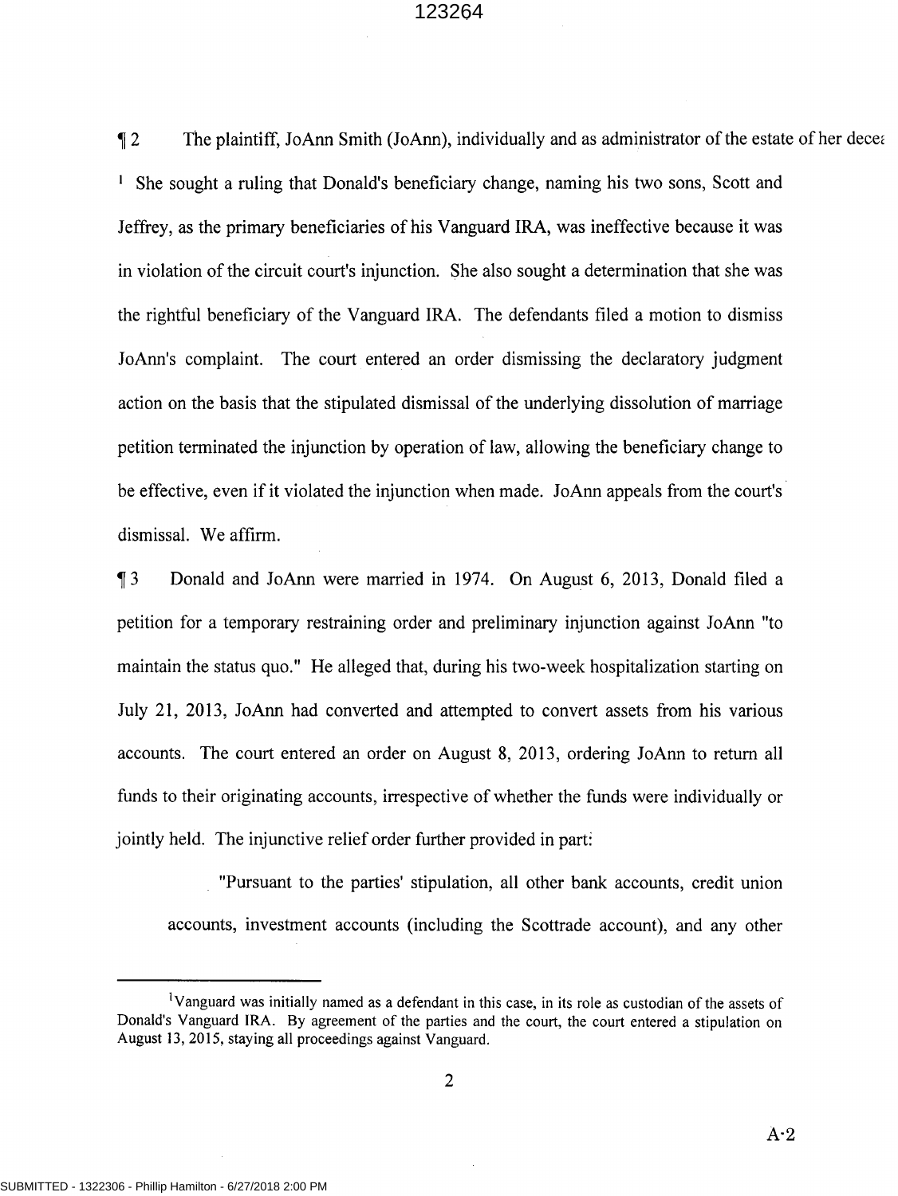¶ 2 The plaintiff, JoAnn Smith (JoAnn), individually and as administrator of the estate of her decea

[1] She sought a ruling that Donald's beneficiary change, naming his two sons, Scott and Jeffrey, as the primary beneficiaries of his Vanguard IRA, was ineffective because it was in violation of the circuit court's injunction. She also sought a determination that she was the rightful beneficiary of the Vanguard IRA. The defendants filed a motion to dismiss JoAnn's complaint. The court entered an order dismissing the declaratory judgment action on the basis that the stipulated dismissal of the underlying dissolution of marriage petition terminated the injunction by operation of law, allowing the beneficiary change to be effective, even if it violated the injunction when made. JoAnn appeals from the court's dismissal. We affirm.

¶ 3 Donald and JoAnn were married in 1974. On August 6, 2013, Donald filed a petition for a temporary restraining order and preliminary injunction against JoAnn "to maintain the status quo." He alleged that, during his two-week hospitalization starting on July 21, 2013, JoAnn had converted and attempted to convert assets from his various accounts. The court entered an order on August 8, 2013, ordering JoAnn to return all funds to their originating accounts, irrespective of whether the funds were individually or jointly held. The injunctive relief order further provided in part:

> "Pursuant to the parties' stipulation, all other bank accounts, credit union accounts, investment accounts (including the Scottrade account), and any other

---

[1] Vanguard was initially named as a defendant in this case, in its role as custodian of the assets of Donald's Vanguard IRA. By agreement of the parties and the court, the court entered a stipulation on August 13, 2015, staying all proceedings against Vanguard.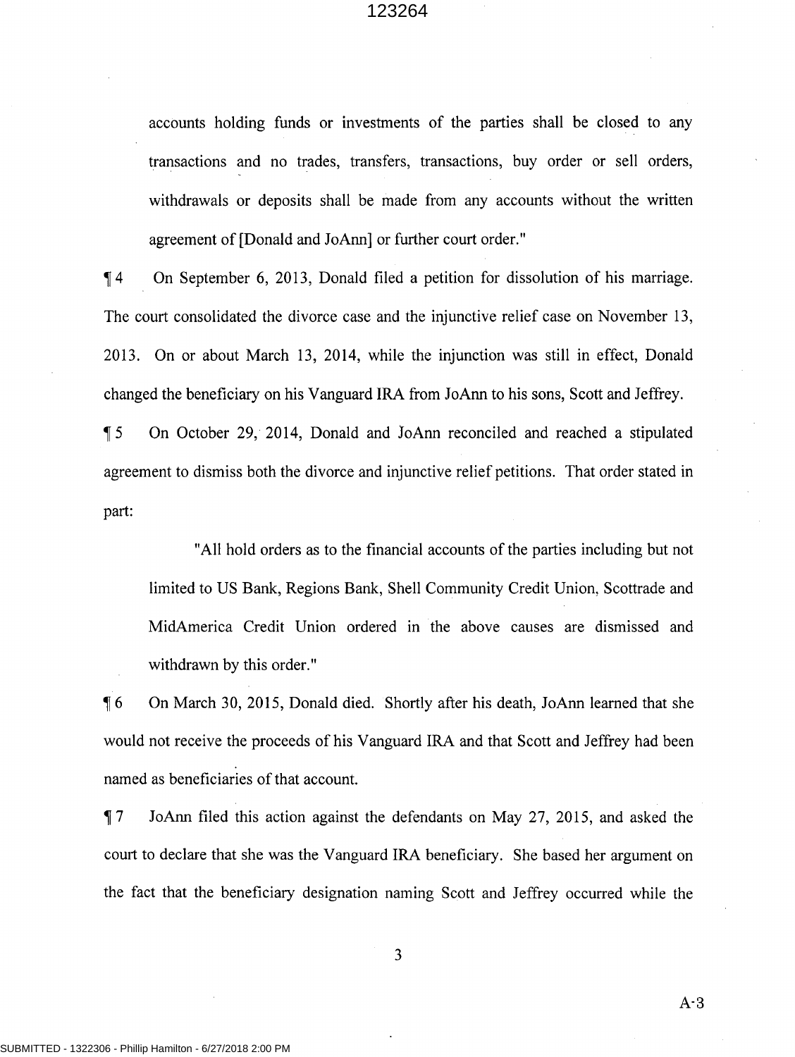accounts holding funds or investments of the parties shall be closed to any transactions and no trades, transfers, transactions, buy order or sell orders, withdrawals or deposits shall be made from any accounts without the written agreement of [Donald and JoAnn] or further court order."

¶ 4 On September 6, 2013, Donald filed a petition for dissolution of his marriage. The court consolidated the divorce case and the injunctive relief case on November 13, 2013. On or about March 13, 2014, while the injunction was still in effect, Donald changed the beneficiary on his Vanguard IRA from JoAnn to his sons, Scott and Jeffrey.

¶ 5 On October 29, 2014, Donald and JoAnn reconciled and reached a stipulated agreement to dismiss both the divorce and injunctive relief petitions. That order stated in part:

> "All hold orders as to the financial accounts of the parties including but not limited to US Bank, Regions Bank, Shell Community Credit Union, Scottrade and MidAmerica Credit Union ordered in the above causes are dismissed and withdrawn by this order."

¶ 6 On March 30, 2015, Donald died. Shortly after his death, JoAnn learned that she would not receive the proceeds of his Vanguard IRA and that Scott and Jeffrey had been named as beneficiaries of that account.

¶ 7 JoAnn filed this action against the defendants on May 27, 2015, and asked the court to declare that she was the Vanguard IRA beneficiary. She based her argument on the fact that the beneficiary designation naming Scott and Jeffrey occurred while the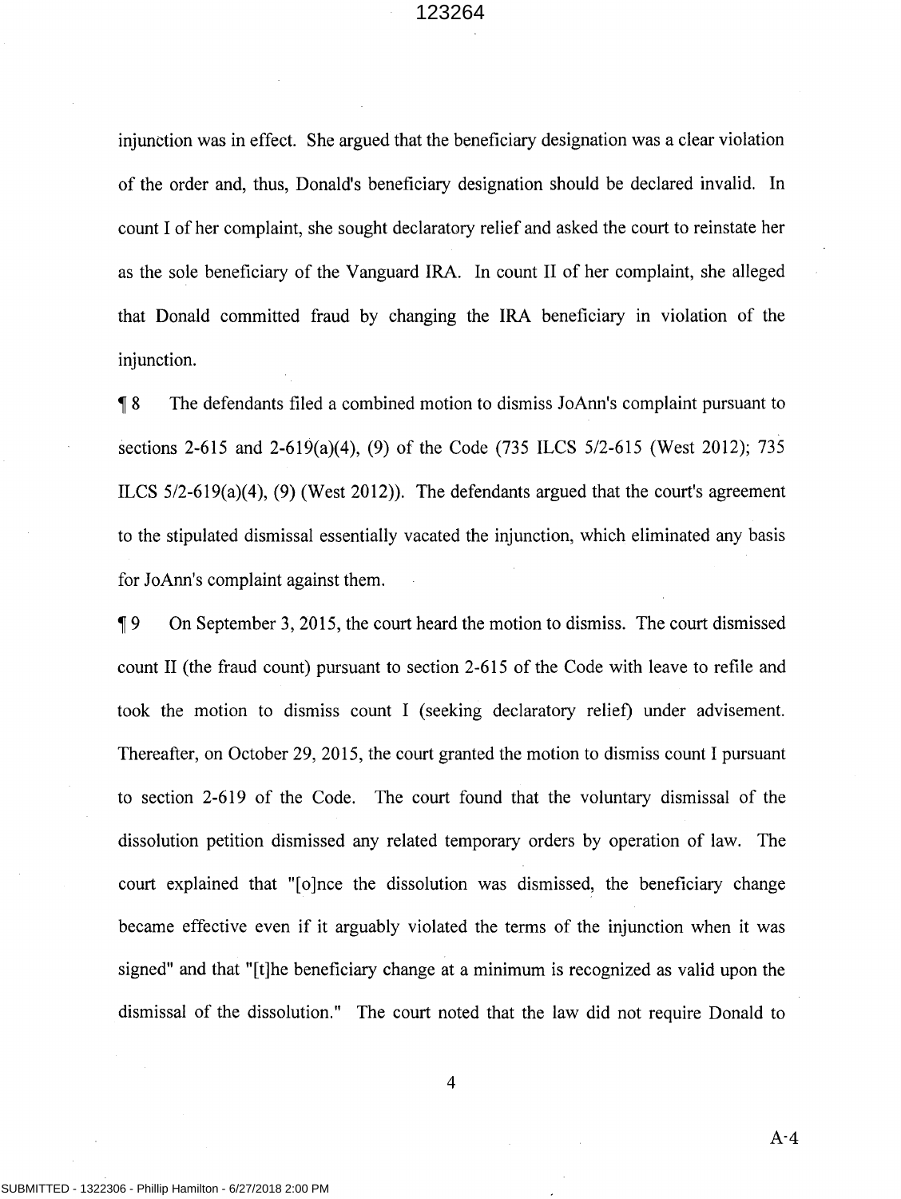injunction was in effect. She argued that the beneficiary designation was a clear violation of the order and, thus, Donald's beneficiary designation should be declared invalid. In count I of her complaint, she sought declaratory relief and asked the court to reinstate her as the sole beneficiary of the Vanguard IRA. In count II of her complaint, she alleged that Donald committed fraud by changing the IRA beneficiary in violation of the injunction.

¶ 8 The defendants filed a combined motion to dismiss JoAnn's complaint pursuant to sections 2-615 and 2-619(a)(4), (9) of the Code (735 ILCS 5/2-615 (West 2012); 735 ILCS 5/2-619(a)(4), (9) (West 2012)). The defendants argued that the court's agreement to the stipulated dismissal essentially vacated the injunction, which eliminated any basis for JoAnn's complaint against them.

¶ 9 On September 3, 2015, the court heard the motion to dismiss. The court dismissed count II (the fraud count) pursuant to section 2-615 of the Code with leave to refile and took the motion to dismiss count I (seeking declaratory relief) under advisement. Thereafter, on October 29, 2015, the court granted the motion to dismiss count I pursuant to section 2-619 of the Code. The court found that the voluntary dismissal of the dissolution petition dismissed any related temporary orders by operation of law. The court explained that "[o]nce the dissolution was dismissed, the beneficiary change became effective even if it arguably violated the terms of the injunction when it was signed" and that "[t]he beneficiary change at a minimum is recognized as valid upon the dismissal of the dissolution." The court noted that the law did not require Donald to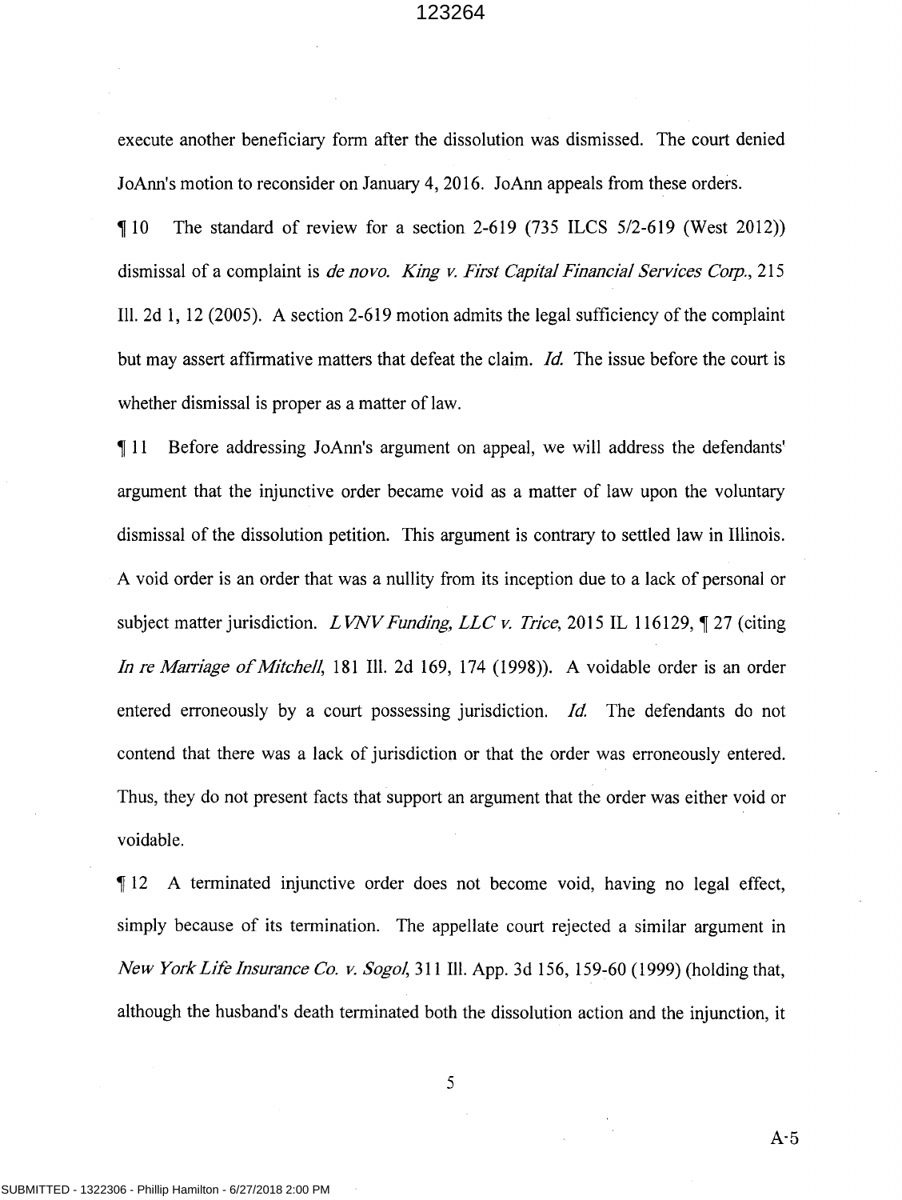execute another beneficiary form after the dissolution was dismissed. The court denied JoAnn's motion to reconsider on January 4, 2016. JoAnn appeals from these orders.

¶ 10 The standard of review for a section 2-619 (735 ILCS 5/2-619 (West 2012)) dismissal of a complaint is *de novo*. *King v. First Capital Financial Services Corp.*, 215 Ill. 2d 1, 12 (2005). A section 2-619 motion admits the legal sufficiency of the complaint but may assert affirmative matters that defeat the claim. *Id.* The issue before the court is whether dismissal is proper as a matter of law.

¶ 11 Before addressing JoAnn's argument on appeal, we will address the defendants' argument that the injunctive order became void as a matter of law upon the voluntary dismissal of the dissolution petition. This argument is contrary to settled law in Illinois. A void order is an order that was a nullity from its inception due to a lack of personal or subject matter jurisdiction. *LVNV Funding, LLC v. Trice*, 2015 IL 116129, ¶ 27 (citing *In re Marriage of Mitchell*, 181 Ill. 2d 169, 174 (1998)). A voidable order is an order entered erroneously by a court possessing jurisdiction. *Id.* The defendants do not contend that there was a lack of jurisdiction or that the order was erroneously entered. Thus, they do not present facts that support an argument that the order was either void or voidable.

¶ 12 A terminated injunctive order does not become void, having no legal effect, simply because of its termination. The appellate court rejected a similar argument in *New York Life Insurance Co. v. Sogol*, 311 Ill. App. 3d 156, 159-60 (1999) (holding that, although the husband's death terminated both the dissolution action and the injunction, it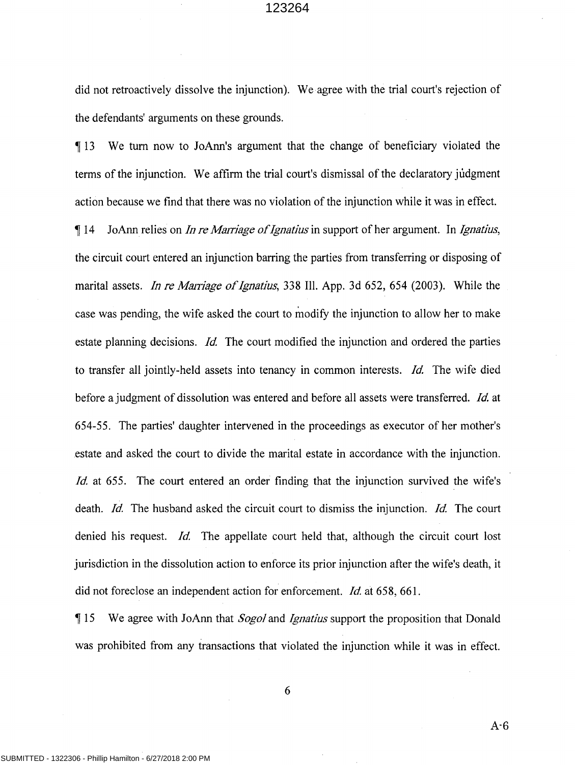did not retroactively dissolve the injunction). We agree with the trial court's rejection of the defendants' arguments on these grounds.

¶ 13 We turn now to JoAnn's argument that the change of beneficiary violated the terms of the injunction. We affirm the trial court's dismissal of the declaratory judgment action because we find that there was no violation of the injunction while it was in effect.

¶ 14 JoAnn relies on *In re Marriage of Ignatius* in support of her argument. In *Ignatius*, the circuit court entered an injunction barring the parties from transferring or disposing of marital assets. *In re Marriage of Ignatius*, 338 Ill. App. 3d 652, 654 (2003). While the case was pending, the wife asked the court to modify the injunction to allow her to make estate planning decisions. *Id.* The court modified the injunction and ordered the parties to transfer all jointly-held assets into tenancy in common interests. *Id.* The wife died before a judgment of dissolution was entered and before all assets were transferred. *Id.* at 654-55. The parties' daughter intervened in the proceedings as executor of her mother's estate and asked the court to divide the marital estate in accordance with the injunction. *Id.* at 655. The court entered an order finding that the injunction survived the wife's death. *Id.* The husband asked the circuit court to dismiss the injunction. *Id.* The court denied his request. *Id.* The appellate court held that, although the circuit court lost jurisdiction in the dissolution action to enforce its prior injunction after the wife's death, it did not foreclose an independent action for enforcement. *Id.* at 658, 661.

¶ 15 We agree with JoAnn that *Sogol* and *Ignatius* support the proposition that Donald was prohibited from any transactions that violated the injunction while it was in effect.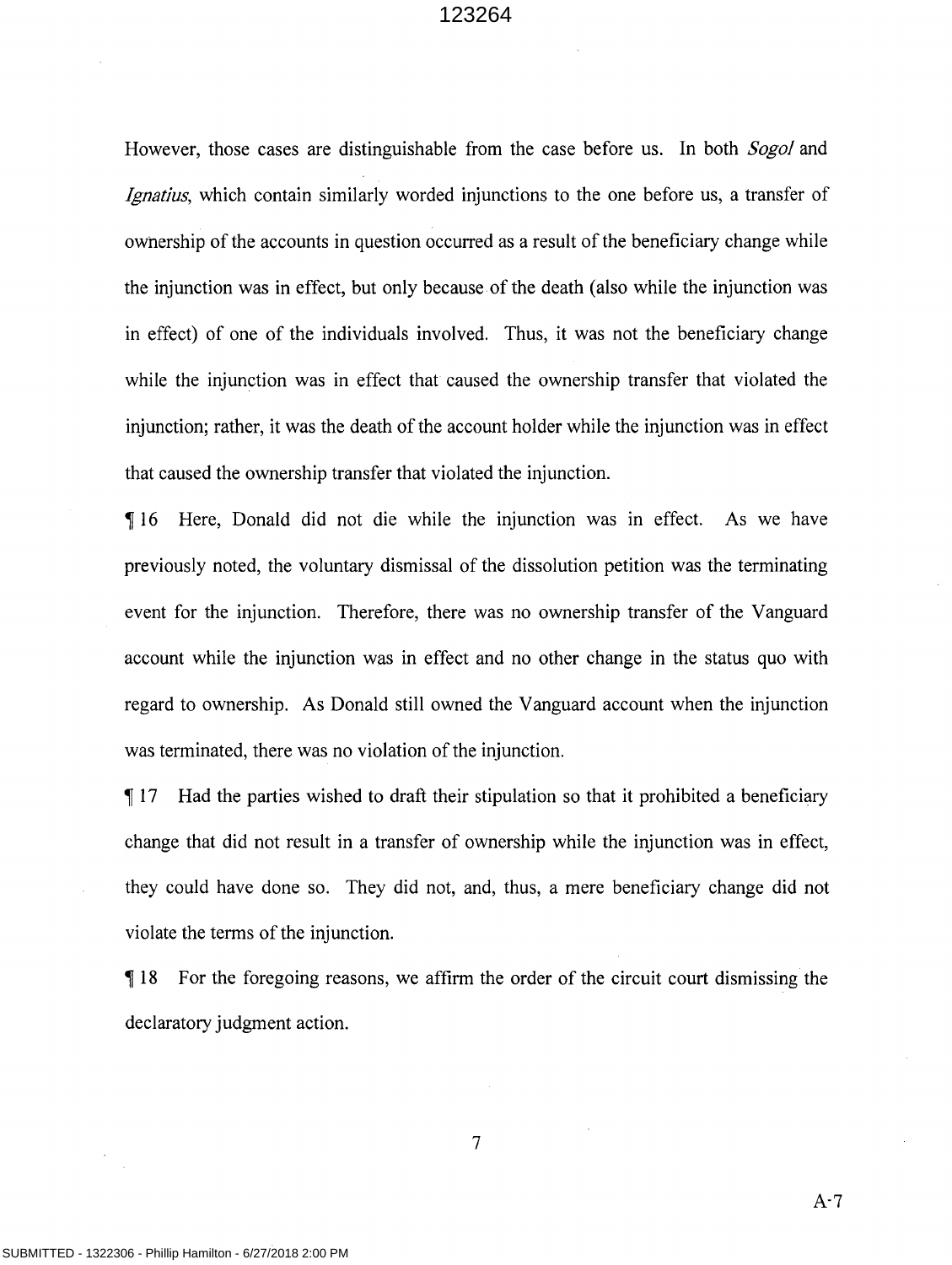However, those cases are distinguishable from the case before us. In both *Sogol* and *Ignatius*, which contain similarly worded injunctions to the one before us, a transfer of ownership of the accounts in question occurred as a result of the beneficiary change while the injunction was in effect, but only because of the death (also while the injunction was in effect) of one of the individuals involved. Thus, it was not the beneficiary change while the injunction was in effect that caused the ownership transfer that violated the injunction; rather, it was the death of the account holder while the injunction was in effect that caused the ownership transfer that violated the injunction.

¶ 16 Here, Donald did not die while the injunction was in effect. As we have previously noted, the voluntary dismissal of the dissolution petition was the terminating event for the injunction. Therefore, there was no ownership transfer of the Vanguard account while the injunction was in effect and no other change in the status quo with regard to ownership. As Donald still owned the Vanguard account when the injunction was terminated, there was no violation of the injunction.

¶ 17 Had the parties wished to draft their stipulation so that it prohibited a beneficiary change that did not result in a transfer of ownership while the injunction was in effect, they could have done so. They did not, and, thus, a mere beneficiary change did not violate the terms of the injunction.

¶ 18 For the foregoing reasons, we affirm the order of the circuit court dismissing the declaratory judgment action.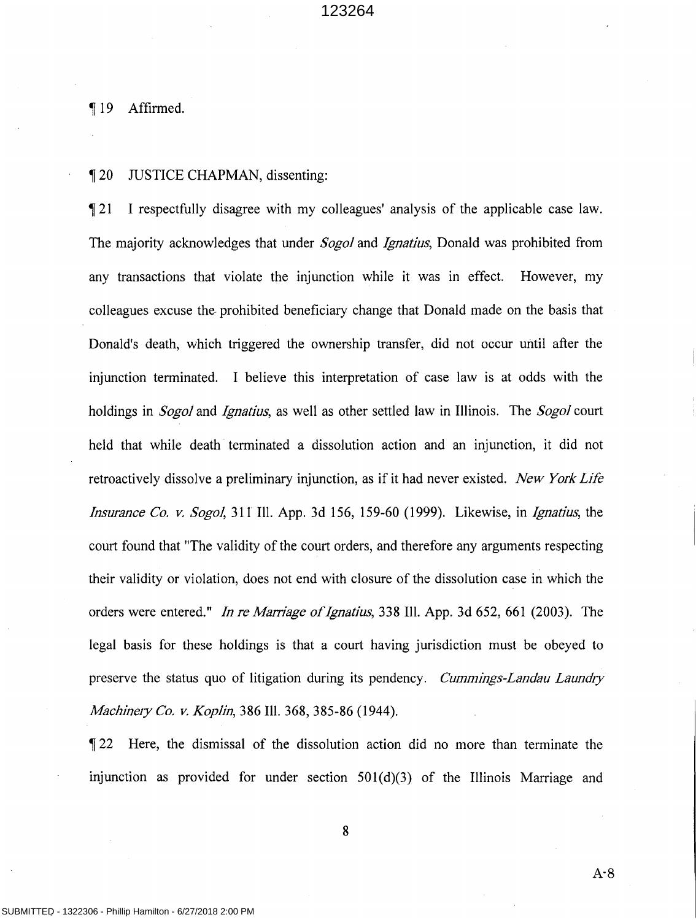¶ 19 Affirmed.

¶ 20 JUSTICE CHAPMAN, dissenting:

¶ 21 I respectfully disagree with my colleagues' analysis of the applicable case law. The majority acknowledges that under *Sogol* and *Ignatius*, Donald was prohibited from any transactions that violate the injunction while it was in effect. However, my colleagues excuse the prohibited beneficiary change that Donald made on the basis that Donald's death, which triggered the ownership transfer, did not occur until after the injunction terminated. I believe this interpretation of case law is at odds with the holdings in *Sogol* and *Ignatius*, as well as other settled law in Illinois. The *Sogol* court held that while death terminated a dissolution action and an injunction, it did not retroactively dissolve a preliminary injunction, as if it had never existed. *New York Life Insurance Co. v. Sogol*, 311 Ill. App. 3d 156, 159-60 (1999). Likewise, in *Ignatius*, the court found that "The validity of the court orders, and therefore any arguments respecting their validity or violation, does not end with closure of the dissolution case in which the orders were entered." *In re Marriage of Ignatius*, 338 Ill. App. 3d 652, 661 (2003). The legal basis for these holdings is that a court having jurisdiction must be obeyed to preserve the status quo of litigation during its pendency. *Cummings-Landau Laundry Machinery Co. v. Koplin*, 386 Ill. 368, 385-86 (1944).

¶ 22 Here, the dismissal of the dissolution action did no more than terminate the injunction as provided for under section 501(d)(3) of the Illinois Marriage and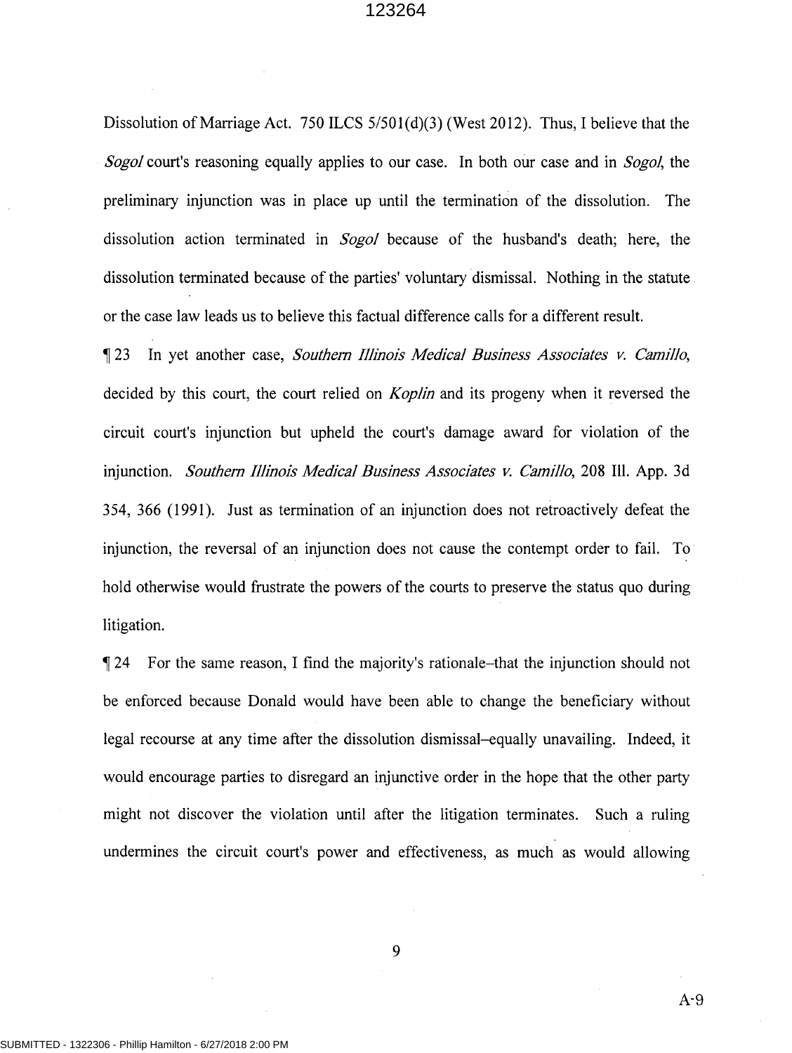Dissolution of Marriage Act. 750 ILCS 5/501(d)(3) (West 2012). Thus, I believe that the *Sogol* court's reasoning equally applies to our case. In both our case and in *Sogol*, the preliminary injunction was in place up until the termination of the dissolution. The dissolution action terminated in *Sogol* because of the husband's death; here, the dissolution terminated because of the parties' voluntary dismissal. Nothing in the statute or the case law leads us to believe this factual difference calls for a different result.

¶ 23 In yet another case, *Southern Illinois Medical Business Associates v. Camillo*, decided by this court, the court relied on *Koplin* and its progeny when it reversed the circuit court's injunction but upheld the court's damage award for violation of the injunction. *Southern Illinois Medical Business Associates v. Camillo*, 208 Ill. App. 3d 354, 366 (1991). Just as termination of an injunction does not retroactively defeat the injunction, the reversal of an injunction does not cause the contempt order to fail. To hold otherwise would frustrate the powers of the courts to preserve the status quo during litigation.

¶ 24 For the same reason, I find the majority's rationale–that the injunction should not be enforced because Donald would have been able to change the beneficiary without legal recourse at any time after the dissolution dismissal–equally unavailing. Indeed, it would encourage parties to disregard an injunctive order in the hope that the other party might not discover the violation until after the litigation terminates. Such a ruling undermines the circuit court's power and effectiveness, as much as would allowing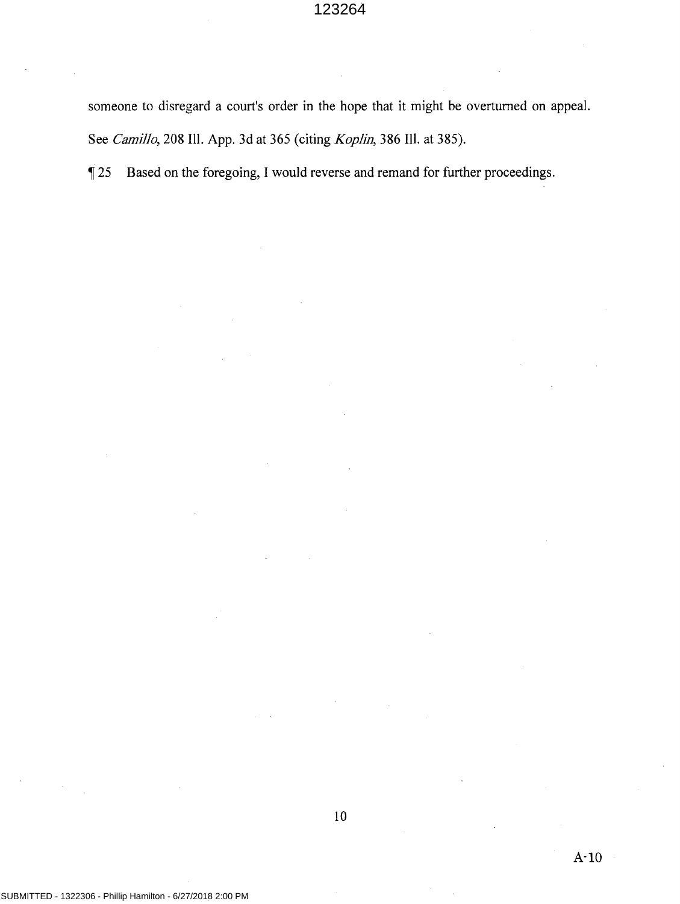someone to disregard a court's order in the hope that it might be overturned on appeal. See *Camillo*, 208 Ill. App. 3d at 365 (citing *Koplin*, 386 Ill. at 385).

¶ 25 Based on the foregoing, I would reverse and remand for further proceedings.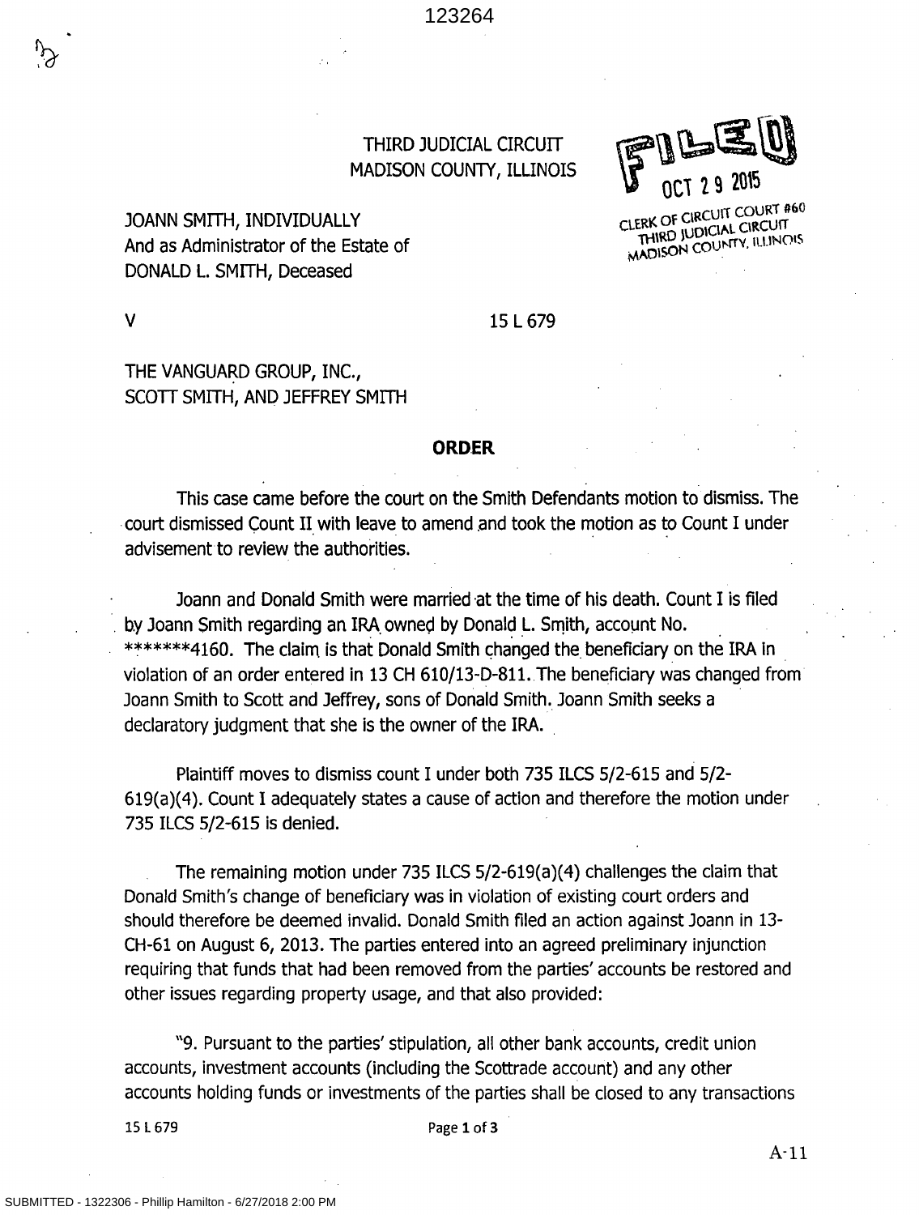THIRD JUDICIAL CIRCUIT
MADISON COUNTY, ILLINOIS

FILED
OCT 29 2015
CLERK OF CIRCUIT COURT #60
THIRD JUDICIAL CIRCUIT
MADISON COUNTY, ILLINOIS

JOANN SMITH, INDIVIDUALLY
And as Administrator of the Estate of
DONALD L. SMITH, Deceased

V 15 L 679

THE VANGUARD GROUP, INC.,
SCOTT SMITH, AND JEFFREY SMITH

## ORDER

This case came before the court on the Smith Defendants motion to dismiss. The court dismissed Count II with leave to amend and took the motion as to Count I under advisement to review the authorities.

Joann and Donald Smith were married at the time of his death. Count I is filed by Joann Smith regarding an IRA owned by Donald L. Smith, account No. *******4160. The claim is that Donald Smith changed the beneficiary on the IRA in violation of an order entered in 13 CH 610/13-D-811. The beneficiary was changed from Joann Smith to Scott and Jeffrey, sons of Donald Smith. Joann Smith seeks a declaratory judgment that she is the owner of the IRA.

Plaintiff moves to dismiss count I under both 735 ILCS 5/2-615 and 5/2-619(a)(4). Count I adequately states a cause of action and therefore the motion under 735 ILCS 5/2-615 is denied.

The remaining motion under 735 ILCS 5/2-619(a)(4) challenges the claim that Donald Smith's change of beneficiary was in violation of existing court orders and should therefore be deemed invalid. Donald Smith filed an action against Joann in 13-CH-61 on August 6, 2013. The parties entered into an agreed preliminary injunction requiring that funds that had been removed from the parties' accounts be restored and other issues regarding property usage, and that also provided:

"9. Pursuant to the parties' stipulation, all other bank accounts, credit union accounts, investment accounts (including the Scottrade account) and any other accounts holding funds or investments of the parties shall be closed to any transactions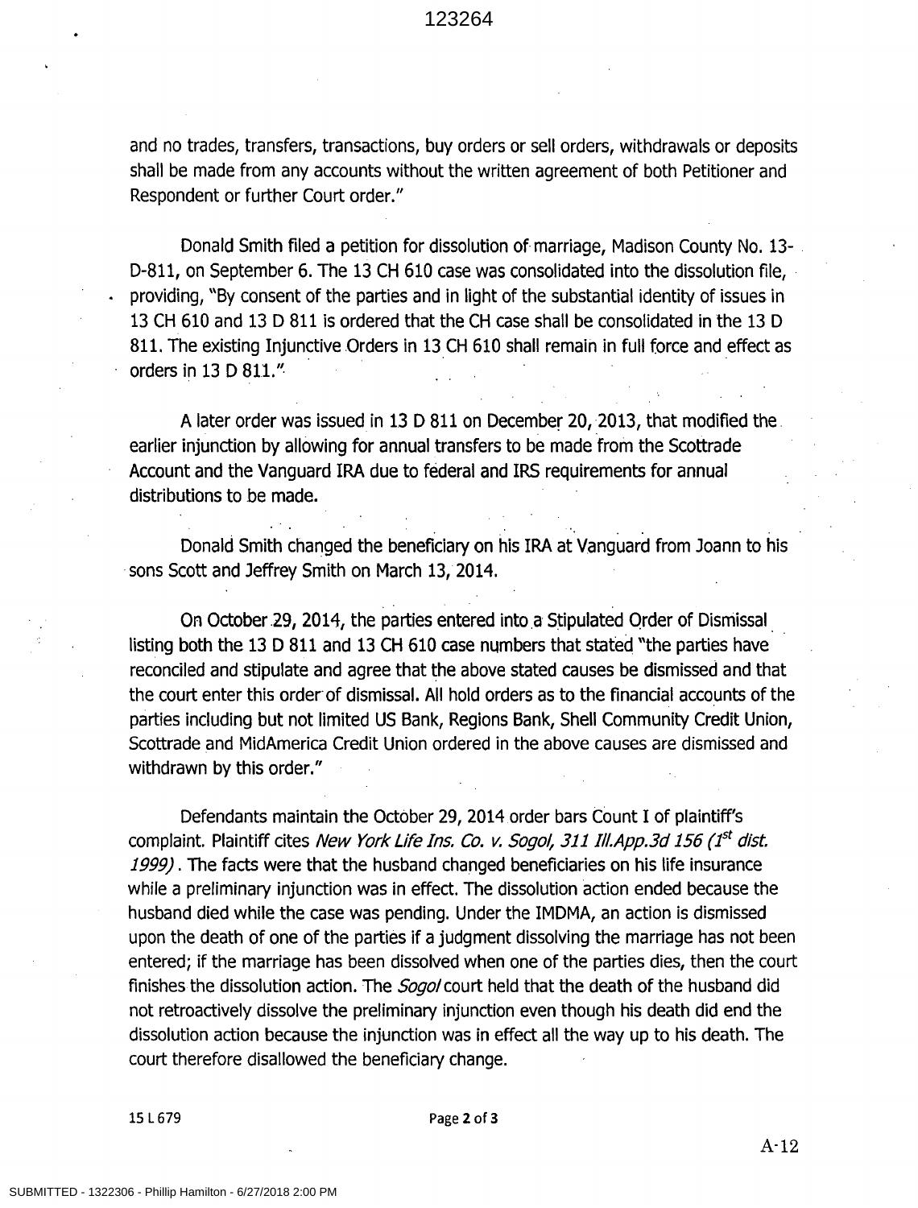and no trades, transfers, transactions, buy orders or sell orders, withdrawals or deposits shall be made from any accounts without the written agreement of both Petitioner and Respondent or further Court order."

Donald Smith filed a petition for dissolution of marriage, Madison County No. 13-D-811, on September 6. The 13 CH 610 case was consolidated into the dissolution file, providing, "By consent of the parties and in light of the substantial identity of issues in 13 CH 610 and 13 D 811 is ordered that the CH case shall be consolidated in the 13 D 811. The existing Injunctive Orders in 13 CH 610 shall remain in full force and effect as orders in 13 D 811."

A later order was issued in 13 D 811 on December 20, 2013, that modified the earlier injunction by allowing for annual transfers to be made from the Scottrade Account and the Vanguard IRA due to federal and IRS requirements for annual distributions to be made.

Donald Smith changed the beneficiary on his IRA at Vanguard from Joann to his sons Scott and Jeffrey Smith on March 13, 2014.

On October 29, 2014, the parties entered into a Stipulated Order of Dismissal listing both the 13 D 811 and 13 CH 610 case numbers that stated "the parties have reconciled and stipulate and agree that the above stated causes be dismissed and that the court enter this order of dismissal. All hold orders as to the financial accounts of the parties including but not limited US Bank, Regions Bank, Shell Community Credit Union, Scottrade and MidAmerica Credit Union ordered in the above causes are dismissed and withdrawn by this order."

Defendants maintain the October 29, 2014 order bars Count I of plaintiff's complaint. Plaintiff cites *New York Life Ins. Co. v. Sogol, 311 Ill.App.3d 156 (1st dist. 1999)*. The facts were that the husband changed beneficiaries on his life insurance while a preliminary injunction was in effect. The dissolution action ended because the husband died while the case was pending. Under the IMDMA, an action is dismissed upon the death of one of the parties if a judgment dissolving the marriage has not been entered; if the marriage has been dissolved when one of the parties dies, then the court finishes the dissolution action. The *Sogol* court held that the death of the husband did not retroactively dissolve the preliminary injunction even though his death did end the dissolution action because the injunction was in effect all the way up to his death. The court therefore disallowed the beneficiary change.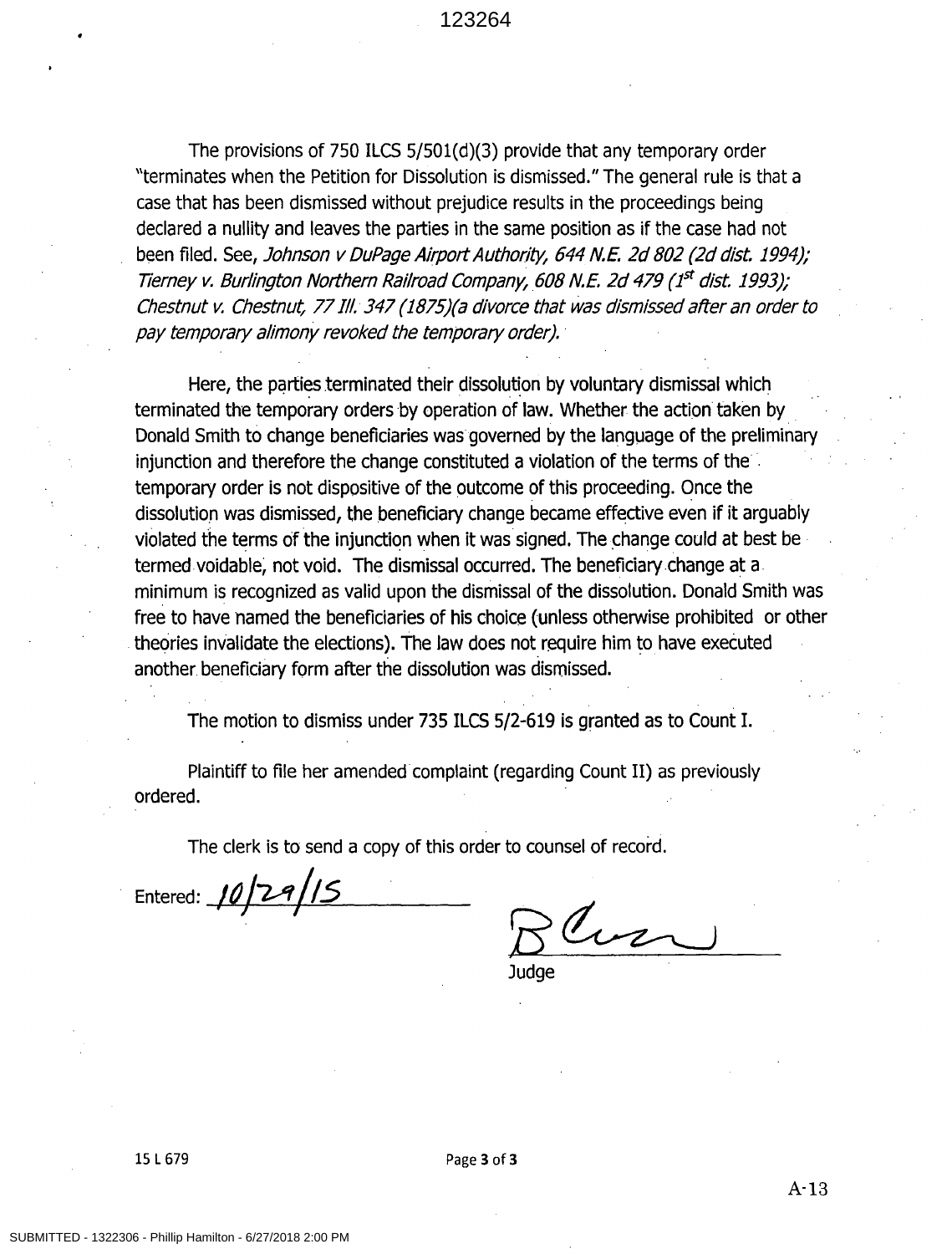The provisions of 750 ILCS 5/501(d)(3) provide that any temporary order "terminates when the Petition for Dissolution is dismissed." The general rule is that a case that has been dismissed without prejudice results in the proceedings being declared a nullity and leaves the parties in the same position as if the case had not been filed. See, *Johnson v DuPage Airport Authority, 644 N.E. 2d 802 (2d dist. 1994); Tierney v. Burlington Northern Railroad Company, 608 N.E. 2d 479 (1st dist. 1993); Chestnut v. Chestnut, 77 Ill. 347 (1875)(a divorce that was dismissed after an order to pay temporary alimony revoked the temporary order).*

Here, the parties terminated their dissolution by voluntary dismissal which terminated the temporary orders by operation of law. Whether the action taken by Donald Smith to change beneficiaries was governed by the language of the preliminary injunction and therefore the change constituted a violation of the terms of the temporary order is not dispositive of the outcome of this proceeding. Once the dissolution was dismissed, the beneficiary change became effective even if it arguably violated the terms of the injunction when it was signed. The change could at best be termed voidable, not void. The dismissal occurred. The beneficiary change at a minimum is recognized as valid upon the dismissal of the dissolution. Donald Smith was free to have named the beneficiaries of his choice (unless otherwise prohibited or other theories invalidate the elections). The law does not require him to have executed another beneficiary form after the dissolution was dismissed.

The motion to dismiss under 735 ILCS 5/2-619 is granted as to Count I.

Plaintiff to file her amended complaint (regarding Count II) as previously ordered.

The clerk is to send a copy of this order to counsel of record.

Entered: 10/29/15

Judge

15 L 679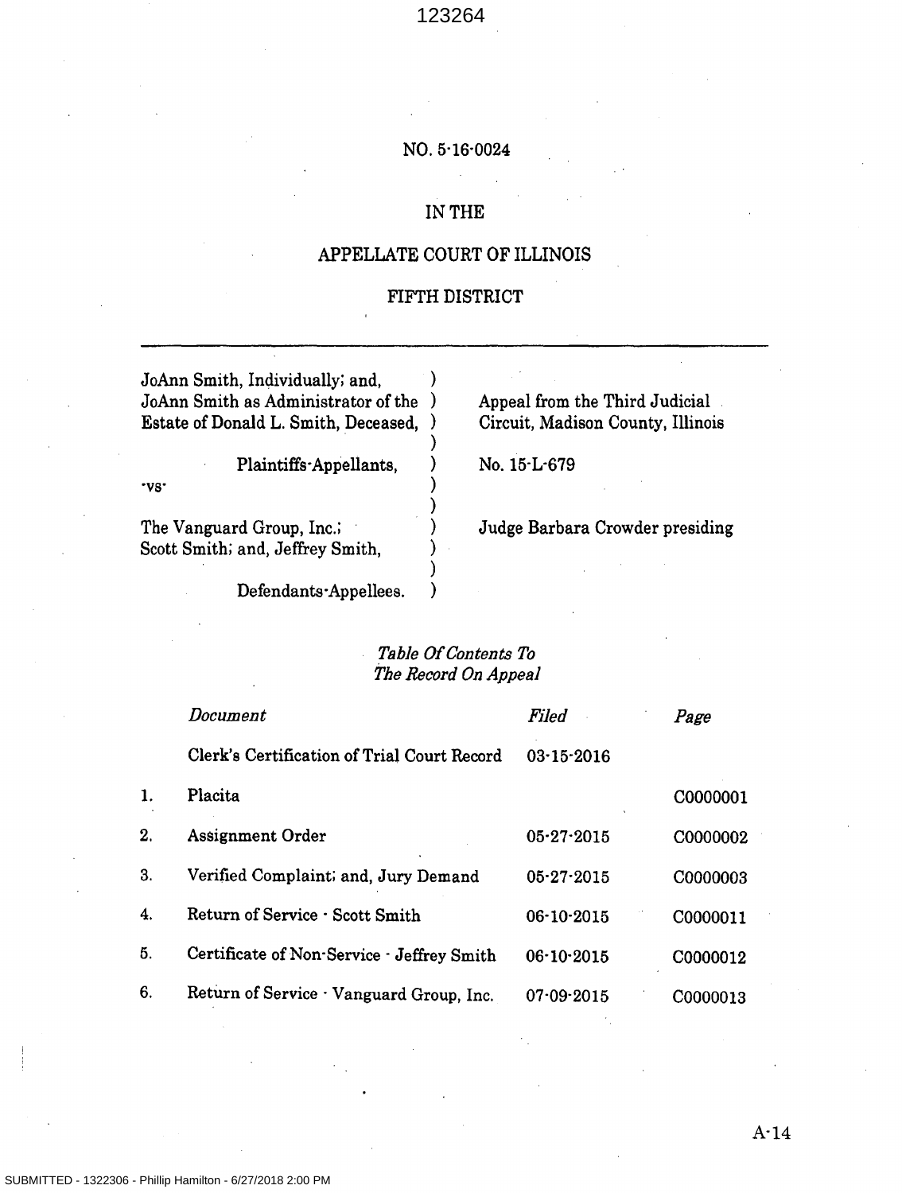NO. 5-16-0024

IN THE

APPELLATE COURT OF ILLINOIS

FIFTH DISTRICT

---

| | | |
|---|---|---|
| JoAnn Smith, Individually; and, JoAnn Smith as Administrator of the Estate of Donald L. Smith, Deceased, | ) | Appeal from the Third Judicial Circuit, Madison County, Illinois |
| Plaintiffs-Appellants, | ) | No. 15-L-679 |
| -vs- | ) | |
| The Vanguard Group, Inc.; Scott Smith; and, Jeffrey Smith, | ) | Judge Barbara Crowder presiding |
| Defendants-Appellees. | ) | |

*Table Of Contents To The Record On Appeal*

| | *Document* | *Filed* | *Page* |
|---|---|---|---|
| | Clerk's Certification of Trial Court Record | 03-15-2016 | |
| 1. | Placita | | C0000001 |
| 2. | Assignment Order | 05-27-2015 | C0000002 |
| 3. | Verified Complaint; and, Jury Demand | 05-27-2015 | C0000003 |
| 4. | Return of Service - Scott Smith | 06-10-2015 | C0000011 |
| 5. | Certificate of Non-Service - Jeffrey Smith | 06-10-2015 | C0000012 |
| 6. | Return of Service - Vanguard Group, Inc. | 07-09-2015 | C0000013 |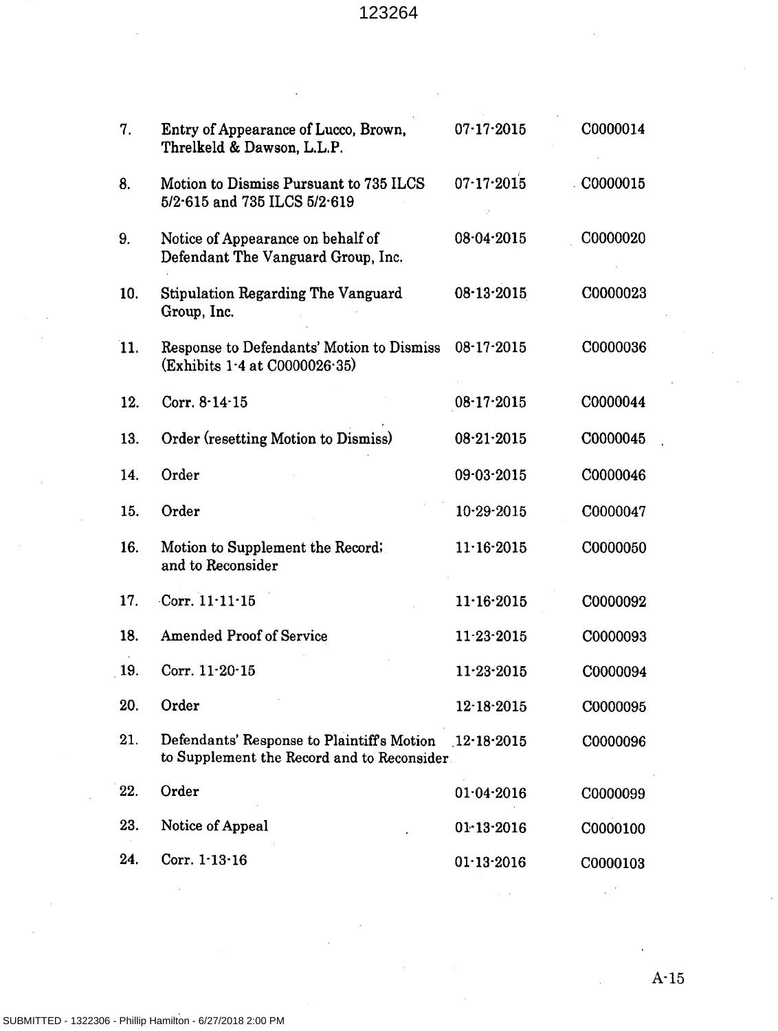| | | | |
|---|---|---|---|
| 7. | Entry of Appearance of Lucco, Brown, Threlkeld & Dawson, L.L.P. | 07-17-2015 | C0000014 |
| 8. | Motion to Dismiss Pursuant to 735 ILCS 5/2-615 and 735 ILCS 5/2-619 | 07-17-2015 | C0000015 |
| 9. | Notice of Appearance on behalf of Defendant The Vanguard Group, Inc. | 08-04-2015 | C0000020 |
| 10. | Stipulation Regarding The Vanguard Group, Inc. | 08-13-2015 | C0000023 |
| 11. | Response to Defendants' Motion to Dismiss (Exhibits 1-4 at C0000026-35) | 08-17-2015 | C0000036 |
| 12. | Corr. 8-14-15 | 08-17-2015 | C0000044 |
| 13. | Order (resetting Motion to Dismiss) | 08-21-2015 | C0000045 |
| 14. | Order | 09-03-2015 | C0000046 |
| 15. | Order | 10-29-2015 | C0000047 |
| 16. | Motion to Supplement the Record; and to Reconsider | 11-16-2015 | C0000050 |
| 17. | Corr. 11-11-15 | 11-16-2015 | C0000092 |
| 18. | Amended Proof of Service | 11-23-2015 | C0000093 |
| 19. | Corr. 11-20-15 | 11-23-2015 | C0000094 |
| 20. | Order | 12-18-2015 | C0000095 |
| 21. | Defendants' Response to Plaintiff's Motion to Supplement the Record and to Reconsider | 12-18-2015 | C0000096 |
| 22. | Order | 01-04-2016 | C0000099 |
| 23. | Notice of Appeal | 01-13-2016 | C0000100 |
| 24. | Corr. 1-13-16 | 01-13-2016 | C0000103 |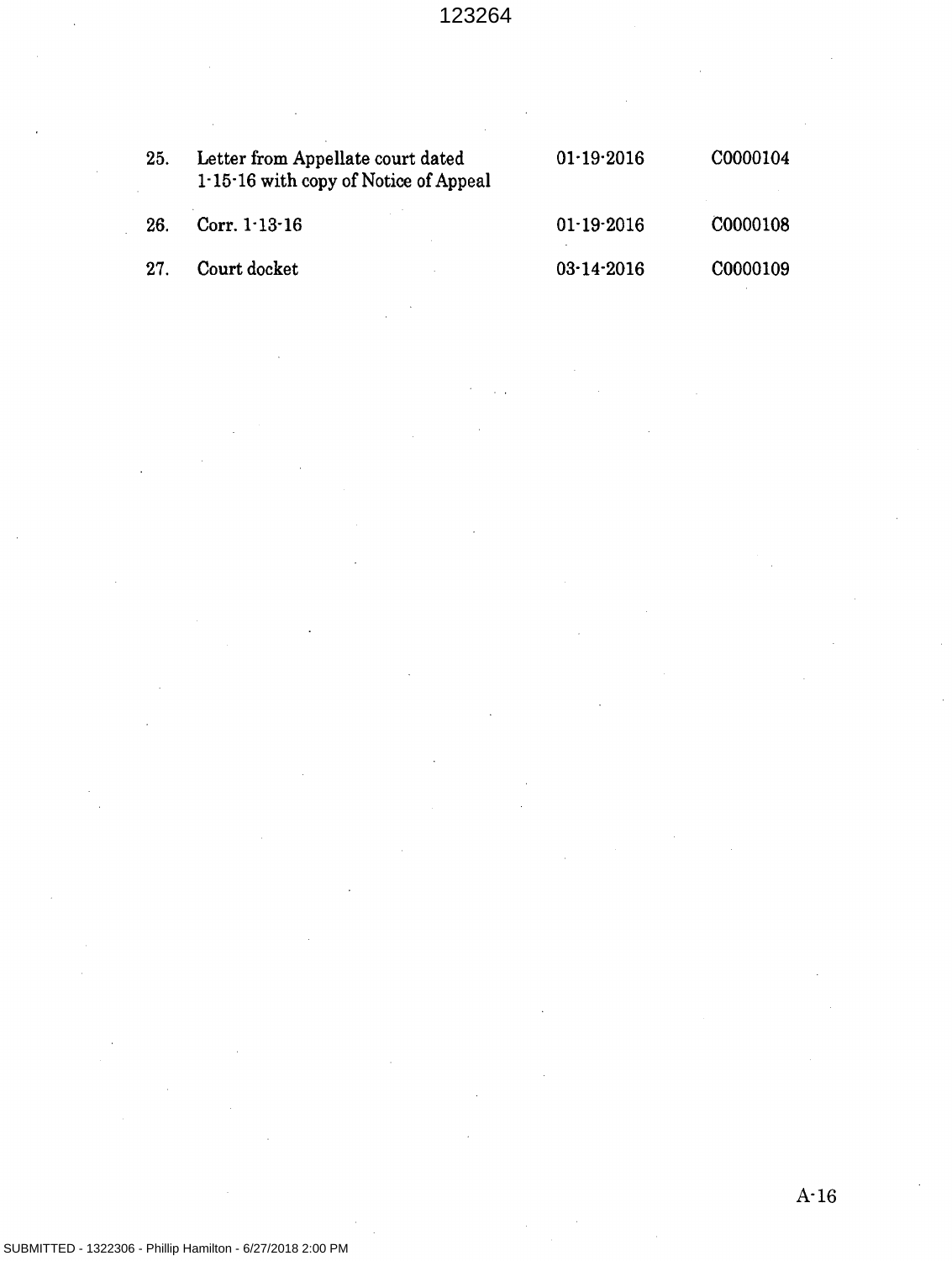| | | | |
|---|---|---|---|
| 25. | Letter from Appellate court dated 1-15-16 with copy of Notice of Appeal | 01-19-2016 | C0000104 |
| 26. | Corr. 1-13-16 | 01-19-2016 | C0000108 |
| 27. | Court docket | 03-14-2016 | C0000109 |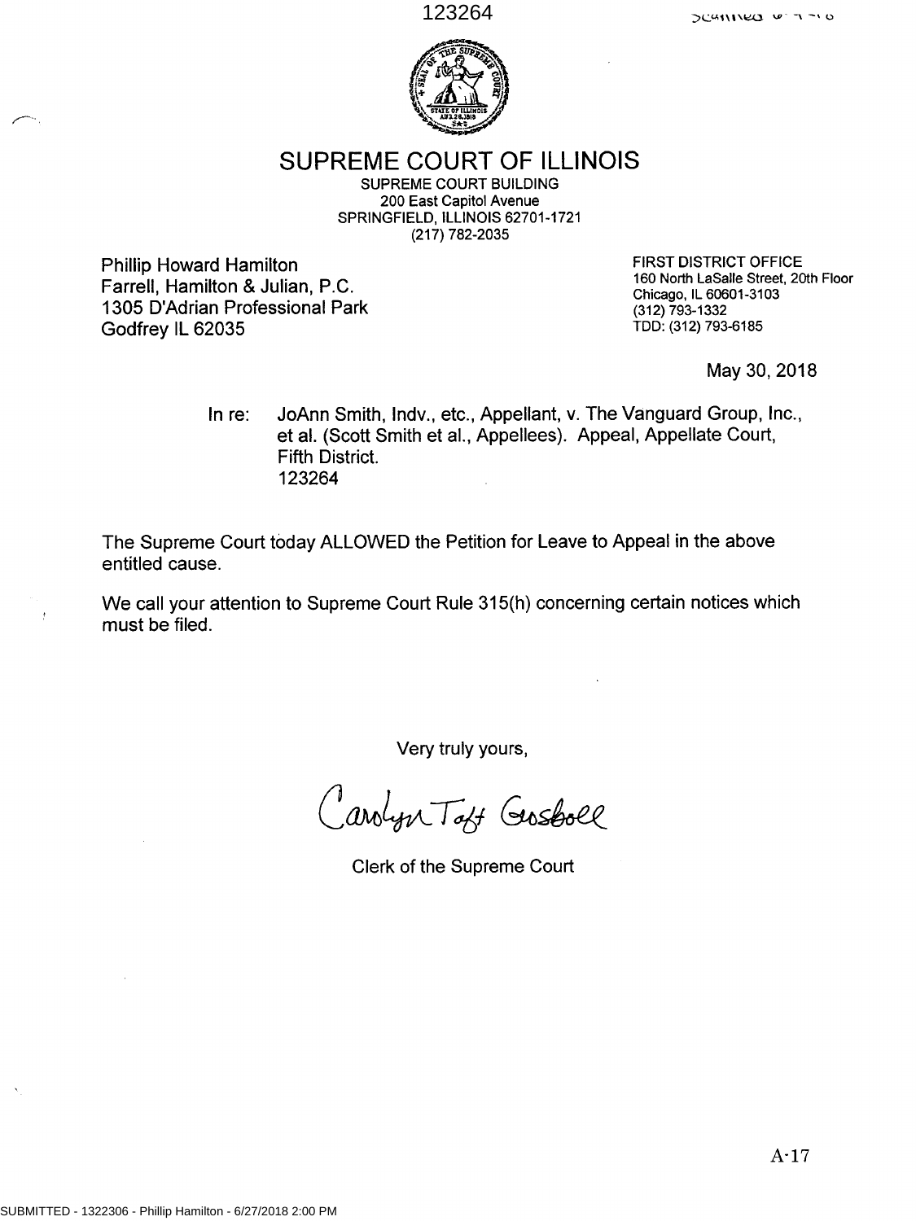# SUPREME COURT OF ILLINOIS

SUPREME COURT BUILDING
200 East Capitol Avenue
SPRINGFIELD, ILLINOIS 62701-1721
(217) 782-2035

Phillip Howard Hamilton
Farrell, Hamilton & Julian, P.C.
1305 D'Adrian Professional Park
Godfrey IL 62035

FIRST DISTRICT OFFICE
160 North LaSalle Street, 20th Floor
Chicago, IL 60601-3103
(312) 793-1332
TDD: (312) 793-6185

May 30, 2018

In re: JoAnn Smith, Indv., etc., Appellant, v. The Vanguard Group, Inc., et al. (Scott Smith et al., Appellees). Appeal, Appellate Court, Fifth District.
123264

The Supreme Court today ALLOWED the Petition for Leave to Appeal in the above entitled cause.

We call your attention to Supreme Court Rule 315(h) concerning certain notices which must be filed.

Very truly yours,

Carolyn Taft Grosboll

Clerk of the Supreme Court

A-17